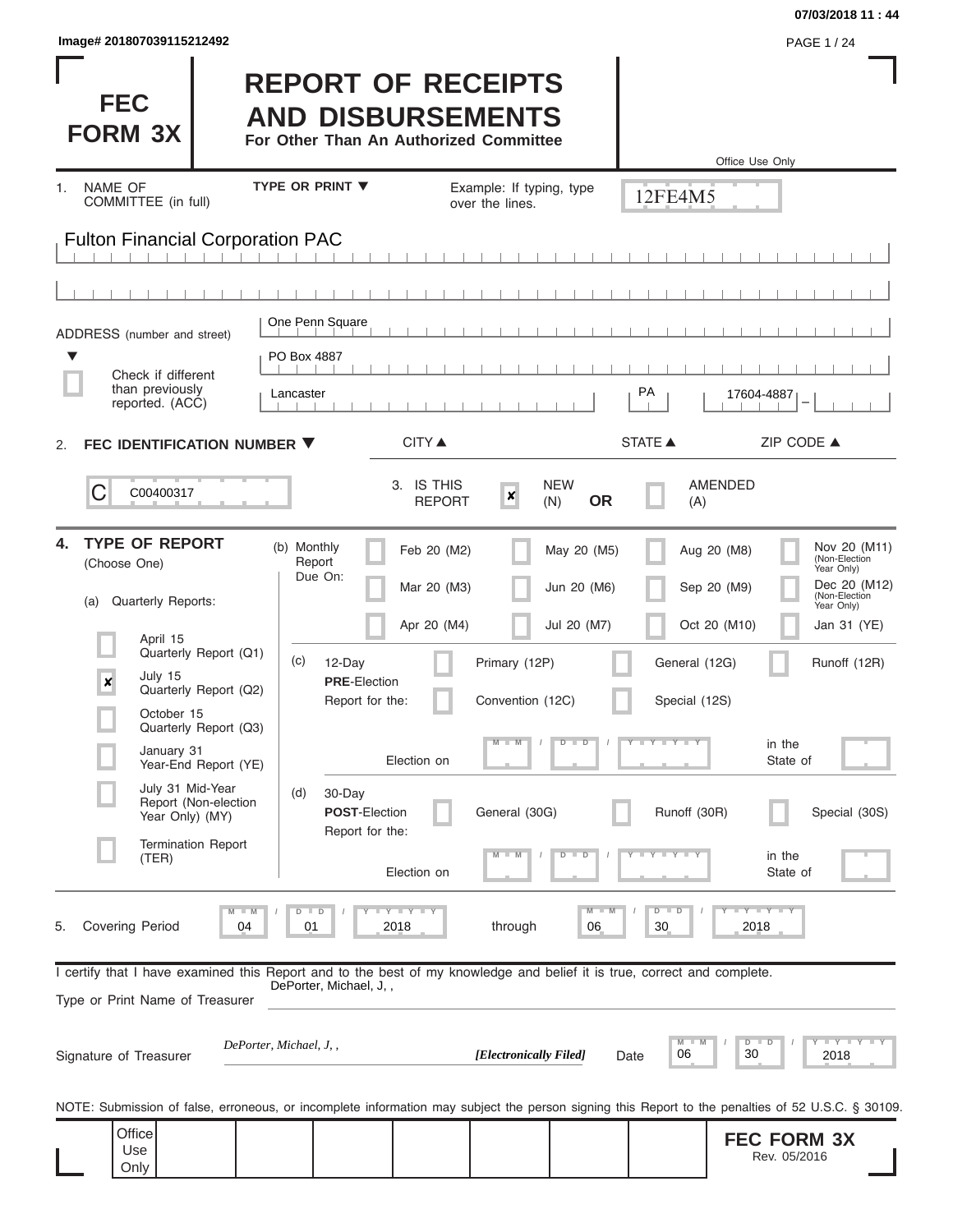07/03/2018 11 : 44

Image# 201807039115212492

# FEC FORM 3X

# REPORT OF RECEIPTS AND DISBURSEMENTS

**For Other Than An Authorized Committee**

Office Use Only

12FE4M5

1. NAME OF COMMITTEE (in full) — TYPE OR PRINT ▼ — Example: If typing, type over the lines.

Fulton Financial Corporation PAC

ADDRESS (number and street)

One Penn Square

PO Box 4887

☐ Check if different than previously reported. (ACC)

| CITY ▲ | STATE ▲ | ZIP CODE ▲ |
|---|---|---|
| Lancaster | PA | 17604-4887 |

2. **FEC IDENTIFICATION NUMBER ▼**

C C00400317

3. IS THIS REPORT ☒ NEW (N) **OR** ☐ AMENDED (A)

4. **TYPE OF REPORT** (Choose One)

(a) Quarterly Reports:

- ☐ April 15 Quarterly Report (Q1)
- ☒ July 15 Quarterly Report (Q2)
- ☐ October 15 Quarterly Report (Q3)
- ☐ January 31 Year-End Report (YE)
- ☐ July 31 Mid-Year Report (Non-election Year Only) (MY)
- ☐ Termination Report (TER)

(b) Monthly Report Due On:

- ☐ Feb 20 (M2)
- ☐ Mar 20 (M3)
- ☐ Apr 20 (M4)
- ☐ May 20 (M5)
- ☐ Jun 20 (M6)
- ☐ Jul 20 (M7)
- ☐ Aug 20 (M8)
- ☐ Sep 20 (M9)
- ☐ Oct 20 (M10)
- ☐ Nov 20 (M11) (Non-Election Year Only)
- ☐ Dec 20 (M12) (Non-Election Year Only)
- ☐ Jan 31 (YE)

(c) 12-Day **PRE**-Election Report for the:

- ☐ Primary (12P)
- ☐ General (12G)
- ☐ Runoff (12R)
- ☐ Convention (12C)
- ☐ Special (12S)

Election on MM / DD / YYYY in the State of

(d) 30-Day **POST**-Election Report for the:

- ☐ General (30G)
- ☐ Runoff (30R)
- ☐ Special (30S)

Election on MM / DD / YYYY in the State of

5. Covering Period 04 / 01 / 2018 through 06 / 30 / 2018

I certify that I have examined this Report and to the best of my knowledge and belief it is true, correct and complete.

Type or Print Name of Treasurer: DePorter, Michael, J, ,

Signature of Treasurer: *DePorter, Michael, J, ,* *[Electronically Filed]* Date 06 / 30 / 2018

NOTE: Submission of false, erroneous, or incomplete information may subject the person signing this Report to the penalties of 52 U.S.C. § 30109.

Office Use Only

**FEC FORM 3X**
Rev. 05/2016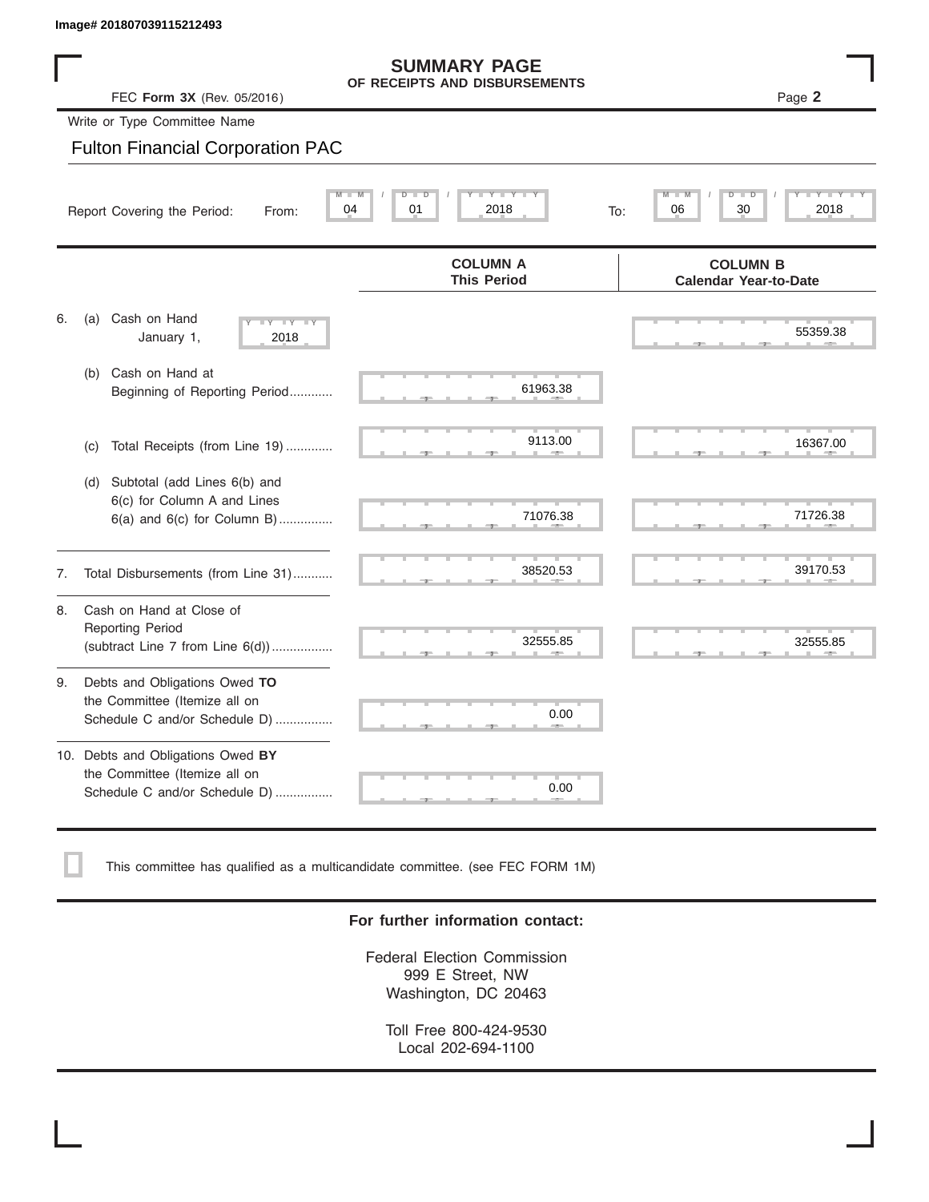Image# 201807039115212493

# SUMMARY PAGE
## OF RECEIPTS AND DISBURSEMENTS

FEC **Form 3X** (Rev. 05/2016) Page **2**

Write or Type Committee Name

Fulton Financial Corporation PAC

Report Covering the Period: From: 04 / 01 / 2018 To: 06 / 30 / 2018

| | COLUMN A This Period | COLUMN B Calendar Year-to-Date |
|---|---|---|
| 6. (a) Cash on Hand January 1, 2018 | | 55359.38 |
| (b) Cash on Hand at Beginning of Reporting Period........... | 61963.38 | |
| (c) Total Receipts (from Line 19) ............. | 9113.00 | 16367.00 |
| (d) Subtotal (add Lines 6(b) and 6(c) for Column A and Lines 6(a) and 6(c) for Column B) ............... | 71076.38 | 71726.38 |
| 7. Total Disbursements (from Line 31)........... | 38520.53 | 39170.53 |
| 8. Cash on Hand at Close of Reporting Period (subtract Line 7 from Line 6(d)) ................. | 32555.85 | 32555.85 |
| 9. Debts and Obligations Owed **TO** the Committee (Itemize all on Schedule C and/or Schedule D) ................ | 0.00 | |
| 10. Debts and Obligations Owed **BY** the Committee (Itemize all on Schedule C and/or Schedule D) ................ | 0.00 | |

☐ This committee has qualified as a multicandidate committee. (see FEC FORM 1M)

**For further information contact:**

Federal Election Commission
999 E Street, NW
Washington, DC 20463

Toll Free 800-424-9530
Local 202-694-1100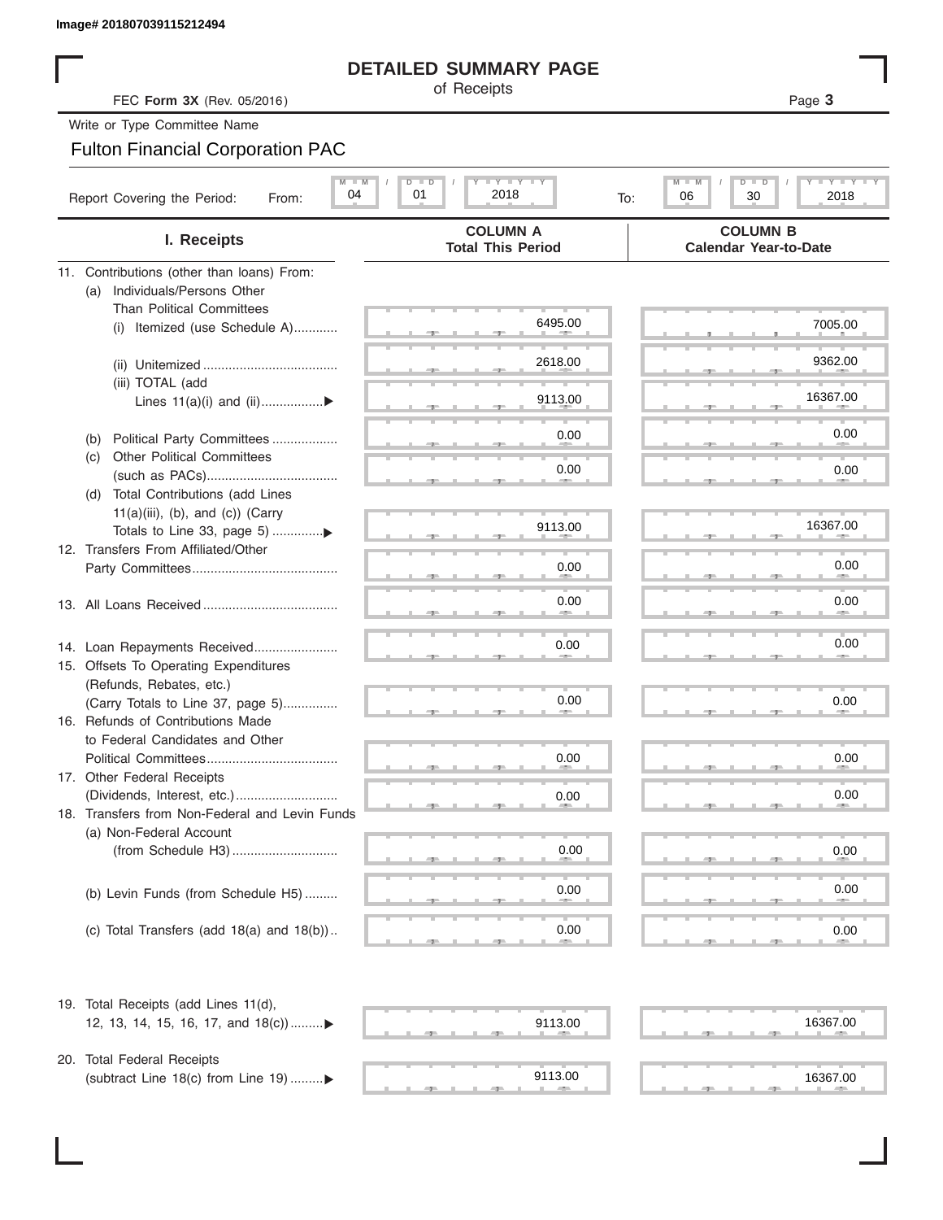Image# 201807039115212494

# DETAILED SUMMARY PAGE

of Receipts

FEC **Form 3X** (Rev. 05/2016)

Write or Type Committee Name

Fulton Financial Corporation PAC

Report Covering the Period: From: 04 / 01 / 2018 To: 06 / 30 / 2018

| I. Receipts | COLUMN A Total This Period | COLUMN B Calendar Year-to-Date |
|---|---|---|
| 11. Contributions (other than loans) From: | | |
| (a) Individuals/Persons Other Than Political Committees | | |
| (i) Itemized (use Schedule A) | 6495.00 | 7005.00 |
| (ii) Unitemized | 2618.00 | 9362.00 |
| (iii) TOTAL (add Lines 11(a)(i) and (ii) | 9113.00 | 16367.00 |
| (b) Political Party Committees | 0.00 | 0.00 |
| (c) Other Political Committees (such as PACs) | 0.00 | 0.00 |
| (d) Total Contributions (add Lines 11(a)(iii), (b), and (c)) (Carry Totals to Line 33, page 5) | 9113.00 | 16367.00 |
| 12. Transfers From Affiliated/Other Party Committees | 0.00 | 0.00 |
| 13. All Loans Received | 0.00 | 0.00 |
| 14. Loan Repayments Received | 0.00 | 0.00 |
| 15. Offsets To Operating Expenditures (Refunds, Rebates, etc.) (Carry Totals to Line 37, page 5) | 0.00 | 0.00 |
| 16. Refunds of Contributions Made to Federal Candidates and Other Political Committees | 0.00 | 0.00 |
| 17. Other Federal Receipts (Dividends, Interest, etc.) | 0.00 | 0.00 |
| 18. Transfers from Non-Federal and Levin Funds | | |
| (a) Non-Federal Account (from Schedule H3) | 0.00 | 0.00 |
| (b) Levin Funds (from Schedule H5) | 0.00 | 0.00 |
| (c) Total Transfers (add 18(a) and 18(b)) | 0.00 | 0.00 |
| 19. Total Receipts (add Lines 11(d), 12, 13, 14, 15, 16, 17, and 18(c)) | 9113.00 | 16367.00 |
| 20. Total Federal Receipts (subtract Line 18(c) from Line 19) | 9113.00 | 16367.00 |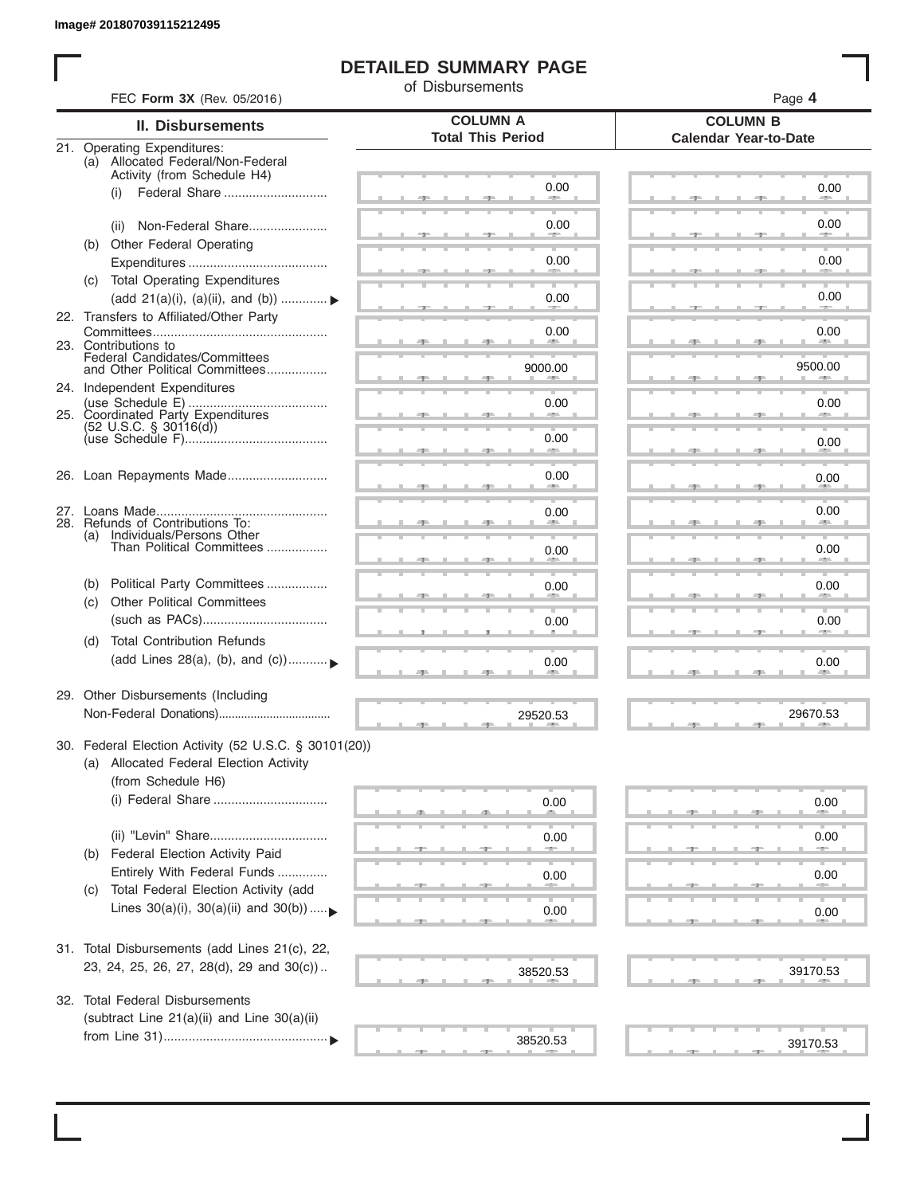Image# 201807039115212495

# DETAILED SUMMARY PAGE

of Disbursements

FEC **Form 3X** (Rev. 05/2016)

| II. Disbursements | COLUMN A Total This Period | COLUMN B Calendar Year-to-Date |
|---|---|---|
| 21. Operating Expenditures: | | |
| (a) Allocated Federal/Non-Federal Activity (from Schedule H4) | | |
| (i) Federal Share | 0.00 | 0.00 |
| (ii) Non-Federal Share | 0.00 | 0.00 |
| (b) Other Federal Operating Expenditures | 0.00 | 0.00 |
| (c) Total Operating Expenditures (add 21(a)(i), (a)(ii), and (b)) | 0.00 | 0.00 |
| 22. Transfers to Affiliated/Other Party Committees | 0.00 | 0.00 |
| 23. Contributions to Federal Candidates/Committees and Other Political Committees | 9000.00 | 9500.00 |
| 24. Independent Expenditures (use Schedule E) | 0.00 | 0.00 |
| 25. Coordinated Party Expenditures (52 U.S.C. § 30116(d)) (use Schedule F) | 0.00 | 0.00 |
| 26. Loan Repayments Made | 0.00 | 0.00 |
| 27. Loans Made | 0.00 | 0.00 |
| 28. Refunds of Contributions To: | | |
| (a) Individuals/Persons Other Than Political Committees | 0.00 | 0.00 |
| (b) Political Party Committees | 0.00 | 0.00 |
| (c) Other Political Committees (such as PACs) | 0.00 | 0.00 |
| (d) Total Contribution Refunds (add Lines 28(a), (b), and (c)) | 0.00 | 0.00 |
| 29. Other Disbursements (Including Non-Federal Donations) | 29520.53 | 29670.53 |
| 30. Federal Election Activity (52 U.S.C. § 30101(20)) | | |
| (a) Allocated Federal Election Activity (from Schedule H6) | | |
| (i) Federal Share | 0.00 | 0.00 |
| (ii) "Levin" Share | 0.00 | 0.00 |
| (b) Federal Election Activity Paid Entirely With Federal Funds | 0.00 | 0.00 |
| (c) Total Federal Election Activity (add Lines 30(a)(i), 30(a)(ii) and 30(b)) | 0.00 | 0.00 |
| 31. Total Disbursements (add Lines 21(c), 22, 23, 24, 25, 26, 27, 28(d), 29 and 30(c)) | 38520.53 | 39170.53 |
| 32. Total Federal Disbursements (subtract Line 21(a)(ii) and Line 30(a)(ii) from Line 31) | 38520.53 | 39170.53 |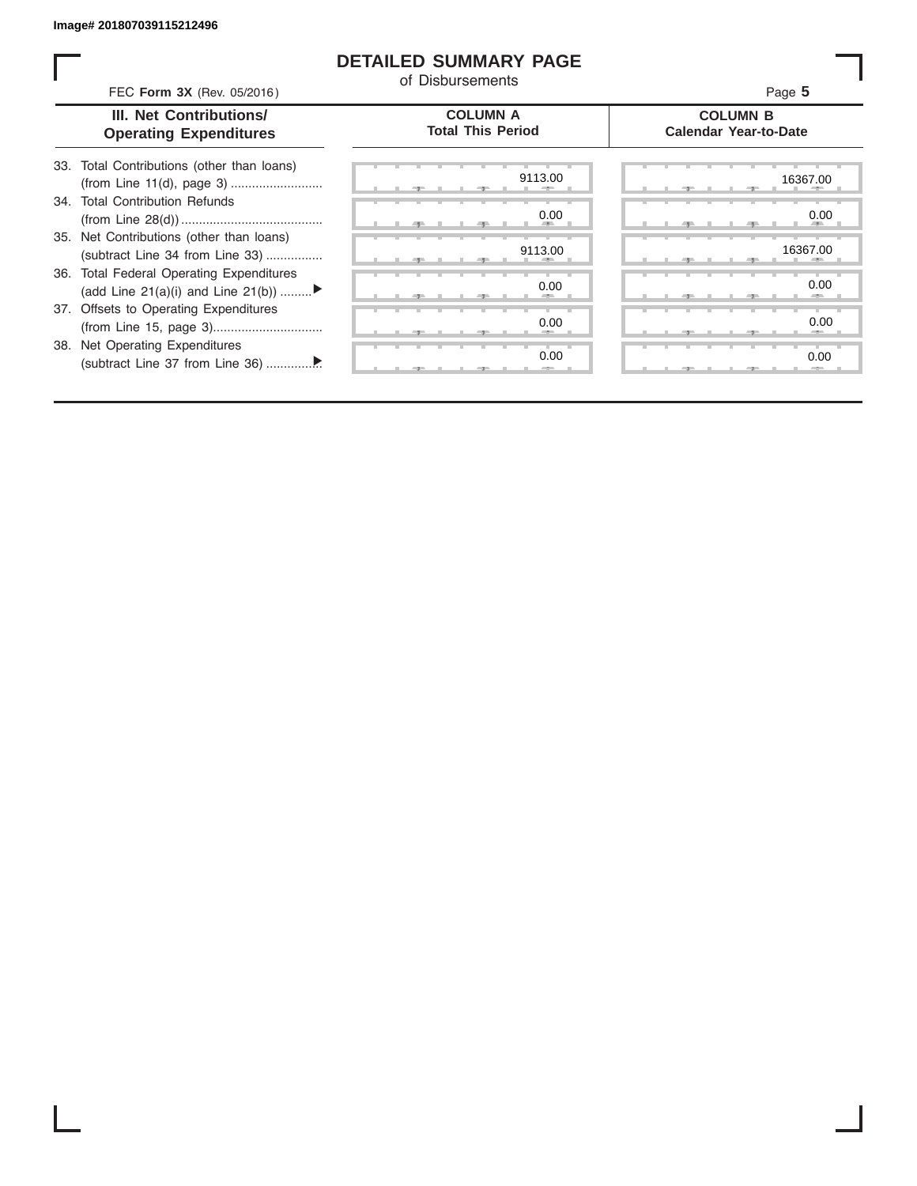Image# 201807039115212496

# DETAILED SUMMARY PAGE
of Disbursements

FEC **Form 3X** (Rev. 05/2016)

| III. Net Contributions/ Operating Expenditures | COLUMN A Total This Period | COLUMN B Calendar Year-to-Date |
|---|---|---|
| 33. Total Contributions (other than loans) (from Line 11(d), page 3) .......................... | 9113.00 | 16367.00 |
| 34. Total Contribution Refunds (from Line 28(d)) ........................................ | 0.00 | 0.00 |
| 35. Net Contributions (other than loans) (subtract Line 34 from Line 33) ................ | 9113.00 | 16367.00 |
| 36. Total Federal Operating Expenditures (add Line 21(a)(i) and Line 21(b)) .........▶ | 0.00 | 0.00 |
| 37. Offsets to Operating Expenditures (from Line 15, page 3)............................... | 0.00 | 0.00 |
| 38. Net Operating Expenditures (subtract Line 37 from Line 36) ...............▶ | 0.00 | 0.00 |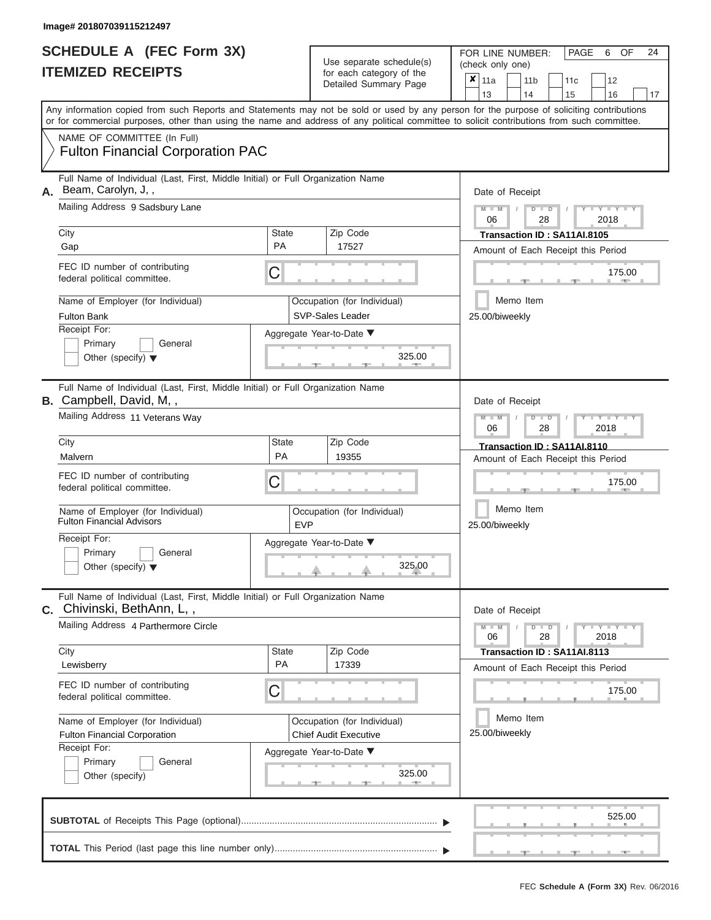Image# 201807039115212497

# SCHEDULE A (FEC Form 3X)
## ITEMIZED RECEIPTS

Use separate schedule(s) for each category of the Detailed Summary Page

FOR LINE NUMBER: (check only one)

- [x] 11a
- [ ] 11b
- [ ] 11c
- [ ] 12
- [ ] 13
- [ ] 14
- [ ] 15
- [ ] 16
- [ ] 17

PAGE 6 OF 24

Any information copied from such Reports and Statements may not be sold or used by any person for the purpose of soliciting contributions or for commercial purposes, other than using the name and address of any political committee to solicit contributions from such committee.

NAME OF COMMITTEE (In Full)
**Fulton Financial Corporation PAC**

---

**A.** Full Name of Individual (Last, First, Middle Initial) or Full Organization Name
Beam, Carolyn, J, ,

Mailing Address: 9 Sadsbury Lane

| City | State | Zip Code |
|---|---|---|
| Gap | PA | 17527 |

FEC ID number of contributing federal political committee: C

Name of Employer (for Individual): Fulton Bank
Occupation (for Individual): SVP-Sales Leader

Receipt For: Primary / General / Other (specify)

Aggregate Year-to-Date: 325.00

Date of Receipt: 06 / 28 / 2018
Transaction ID : SA11AI.8105
Amount of Each Receipt this Period: 175.00
Memo Item
25.00/biweekly

---

**B.** Full Name of Individual (Last, First, Middle Initial) or Full Organization Name
Campbell, David, M, ,

Mailing Address: 11 Veterans Way

| City | State | Zip Code |
|---|---|---|
| Malvern | PA | 19355 |

FEC ID number of contributing federal political committee: C

Name of Employer (for Individual): Fulton Financial Advisors
Occupation (for Individual): EVP

Receipt For: Primary / General / Other (specify)

Aggregate Year-to-Date: 325.00

Date of Receipt: 06 / 28 / 2018
Transaction ID : SA11AI.8110
Amount of Each Receipt this Period: 175.00
Memo Item
25.00/biweekly

---

**C.** Full Name of Individual (Last, First, Middle Initial) or Full Organization Name
Chivinski, BethAnn, L, ,

Mailing Address: 4 Parthermore Circle

| City | State | Zip Code |
|---|---|---|
| Lewisberry | PA | 17339 |

FEC ID number of contributing federal political committee: C

Name of Employer (for Individual): Fulton Financial Corporation
Occupation (for Individual): Chief Audit Executive

Receipt For: Primary / General / Other (specify)

Aggregate Year-to-Date: 325.00

Date of Receipt: 06 / 28 / 2018
Transaction ID : SA11AI.8113
Amount of Each Receipt this Period: 175.00
Memo Item
25.00/biweekly

---

**SUBTOTAL** of Receipts This Page (optional): 525.00

**TOTAL** This Period (last page this line number only):

FEC **Schedule A (Form 3X)** Rev. 06/2016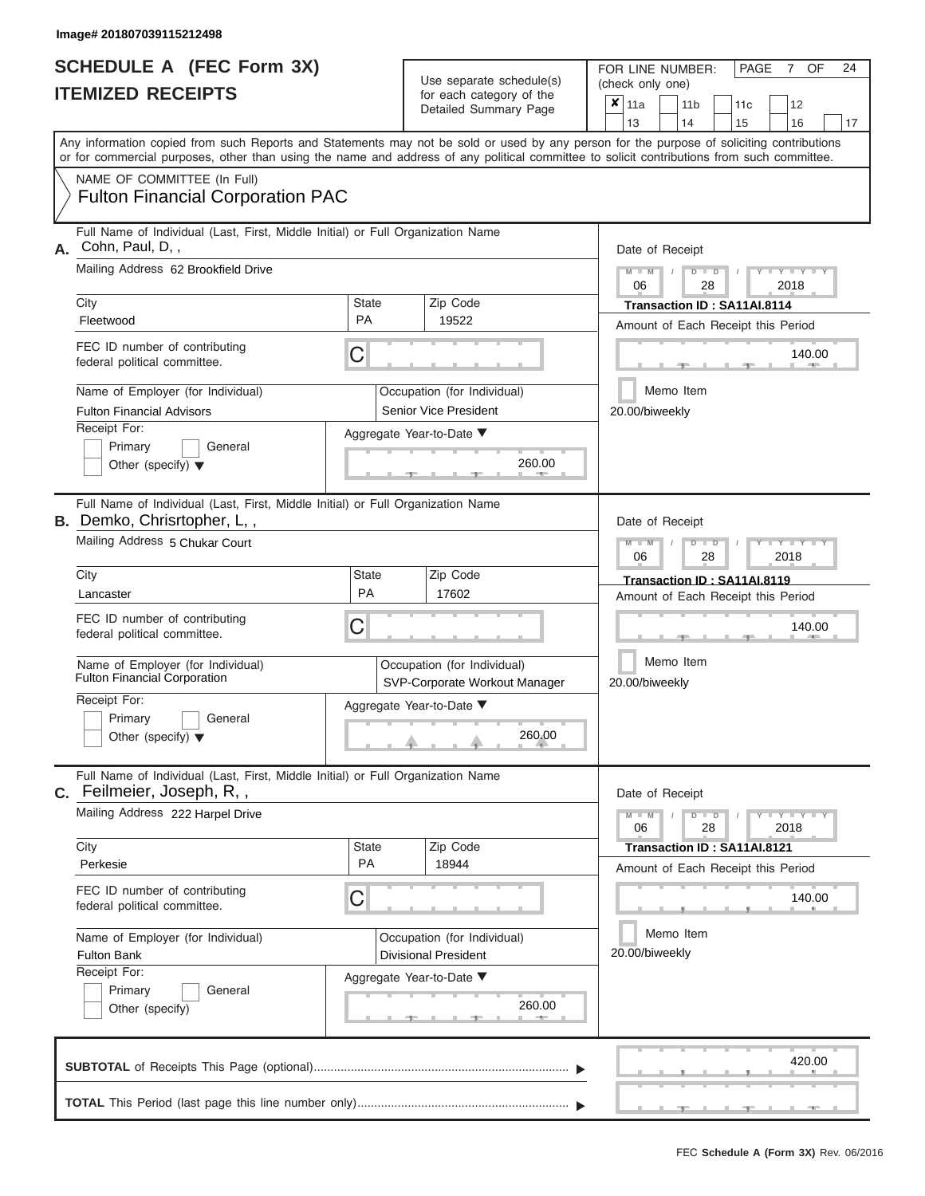Image# 201807039115212498

# SCHEDULE A (FEC Form 3X)
# ITEMIZED RECEIPTS

Use separate schedule(s) for each category of the Detailed Summary Page

FOR LINE NUMBER: (check only one)

- [x] 11a
- [ ] 11b
- [ ] 11c
- [ ] 12
- [ ] 13
- [ ] 14
- [ ] 15
- [ ] 16
- [ ] 17

PAGE 7 OF 24

Any information copied from such Reports and Statements may not be sold or used by any person for the purpose of soliciting contributions or for commercial purposes, other than using the name and address of any political committee to solicit contributions from such committee.

NAME OF COMMITTEE (In Full)
Fulton Financial Corporation PAC

---

**A.** Full Name of Individual (Last, First, Middle Initial) or Full Organization Name
Cohn, Paul, D, ,

Mailing Address 62 Brookfield Drive

| City | State | Zip Code |
|---|---|---|
| Fleetwood | PA | 19522 |

FEC ID number of contributing federal political committee. C

Name of Employer (for Individual): Fulton Financial Advisors
Occupation (for Individual): Senior Vice President

Receipt For: Primary / General / Other (specify)

Aggregate Year-to-Date: 260.00

Date of Receipt: 06 / 28 / 2018
Transaction ID : SA11AI.8114
Amount of Each Receipt this Period: 140.00
Memo Item
20.00/biweekly

---

**B.** Full Name of Individual (Last, First, Middle Initial) or Full Organization Name
Demko, Chrisrtopher, L, ,

Mailing Address 5 Chukar Court

| City | State | Zip Code |
|---|---|---|
| Lancaster | PA | 17602 |

FEC ID number of contributing federal political committee. C

Name of Employer (for Individual): Fulton Financial Corporation
Occupation (for Individual): SVP-Corporate Workout Manager

Receipt For: Primary / General / Other (specify)

Aggregate Year-to-Date: 260.00

Date of Receipt: 06 / 28 / 2018
Transaction ID : SA11AI.8119
Amount of Each Receipt this Period: 140.00
Memo Item
20.00/biweekly

---

**C.** Full Name of Individual (Last, First, Middle Initial) or Full Organization Name
Feilmeier, Joseph, R, ,

Mailing Address 222 Harpel Drive

| City | State | Zip Code |
|---|---|---|
| Perkesie | PA | 18944 |

FEC ID number of contributing federal political committee. C

Name of Employer (for Individual): Fulton Bank
Occupation (for Individual): Divisional President

Receipt For: Primary / General / Other (specify)

Aggregate Year-to-Date: 260.00

Date of Receipt: 06 / 28 / 2018
Transaction ID : SA11AI.8121
Amount of Each Receipt this Period: 140.00
Memo Item
20.00/biweekly

---

**SUBTOTAL** of Receipts This Page (optional): 420.00

**TOTAL** This Period (last page this line number only):

FEC Schedule A (Form 3X) Rev. 06/2016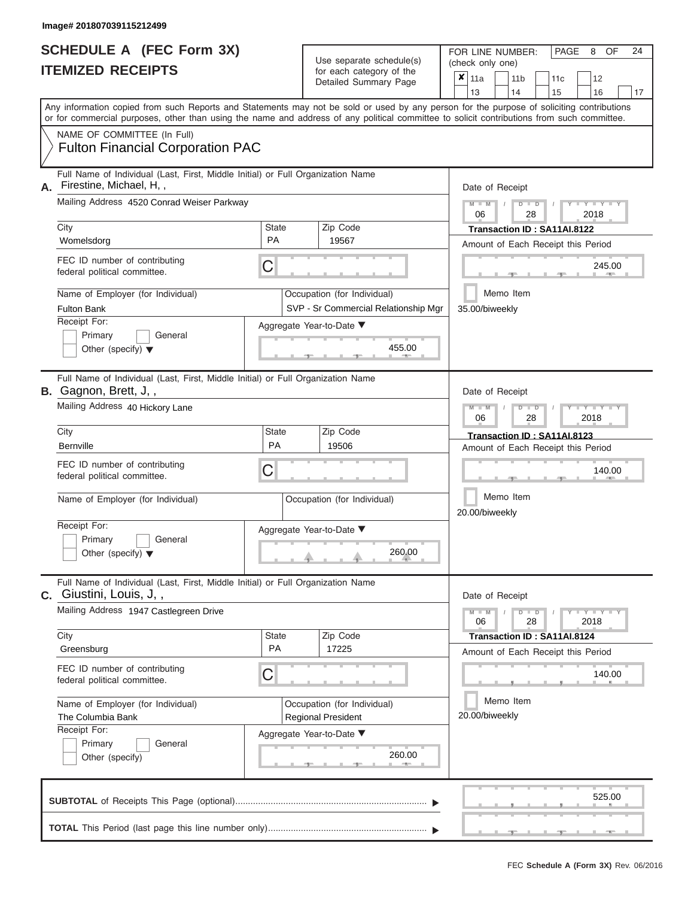Image# 201807039115212499

# SCHEDULE A (FEC Form 3X)
## ITEMIZED RECEIPTS

Use separate schedule(s) for each category of the Detailed Summary Page

FOR LINE NUMBER: (check only one)

| | | | | |
|---|---|---|---|---|
| ✘ 11a | 11b | 11c | 12 | |
| 13 | 14 | 15 | 16 | 17 |

Any information copied from such Reports and Statements may not be sold or used by any person for the purpose of soliciting contributions or for commercial purposes, other than using the name and address of any political committee to solicit contributions from such committee.

NAME OF COMMITTEE (In Full)
**Fulton Financial Corporation PAC**

---

**A.** Full Name of Individual (Last, First, Middle Initial) or Full Organization Name: Firestine, Michael, H, ,

Mailing Address: 4520 Conrad Weiser Parkway

City: Womelsdorg | State: PA | Zip Code: 19567

FEC ID number of contributing federal political committee: C

Name of Employer (for Individual): Fulton Bank

Occupation (for Individual): SVP - Sr Commercial Relationship Mgr

Receipt For: Primary / General / Other (specify)

Aggregate Year-to-Date: 455.00

Date of Receipt: 06 / 28 / 2018

Transaction ID : SA11AI.8122

Amount of Each Receipt this Period: 245.00

Memo Item: 35.00/biweekly

---

**B.** Full Name of Individual (Last, First, Middle Initial) or Full Organization Name: Gagnon, Brett, J, ,

Mailing Address: 40 Hickory Lane

City: Bernville | State: PA | Zip Code: 19506

FEC ID number of contributing federal political committee: C

Name of Employer (for Individual):

Occupation (for Individual):

Receipt For: Primary / General / Other (specify)

Aggregate Year-to-Date: 260.00

Date of Receipt: 06 / 28 / 2018

Transaction ID : SA11AI.8123

Amount of Each Receipt this Period: 140.00

Memo Item: 20.00/biweekly

---

**C.** Full Name of Individual (Last, First, Middle Initial) or Full Organization Name: Giustini, Louis, J, ,

Mailing Address: 1947 Castlegreen Drive

City: Greensburg | State: PA | Zip Code: 17225

FEC ID number of contributing federal political committee: C

Name of Employer (for Individual): The Columbia Bank

Occupation (for Individual): Regional President

Receipt For: Primary / General / Other (specify)

Aggregate Year-to-Date: 260.00

Date of Receipt: 06 / 28 / 2018

Transaction ID : SA11AI.8124

Amount of Each Receipt this Period: 140.00

Memo Item: 20.00/biweekly

---

**SUBTOTAL** of Receipts This Page (optional): 525.00

**TOTAL** This Period (last page this line number only):

FEC **Schedule A (Form 3X)** Rev. 06/2016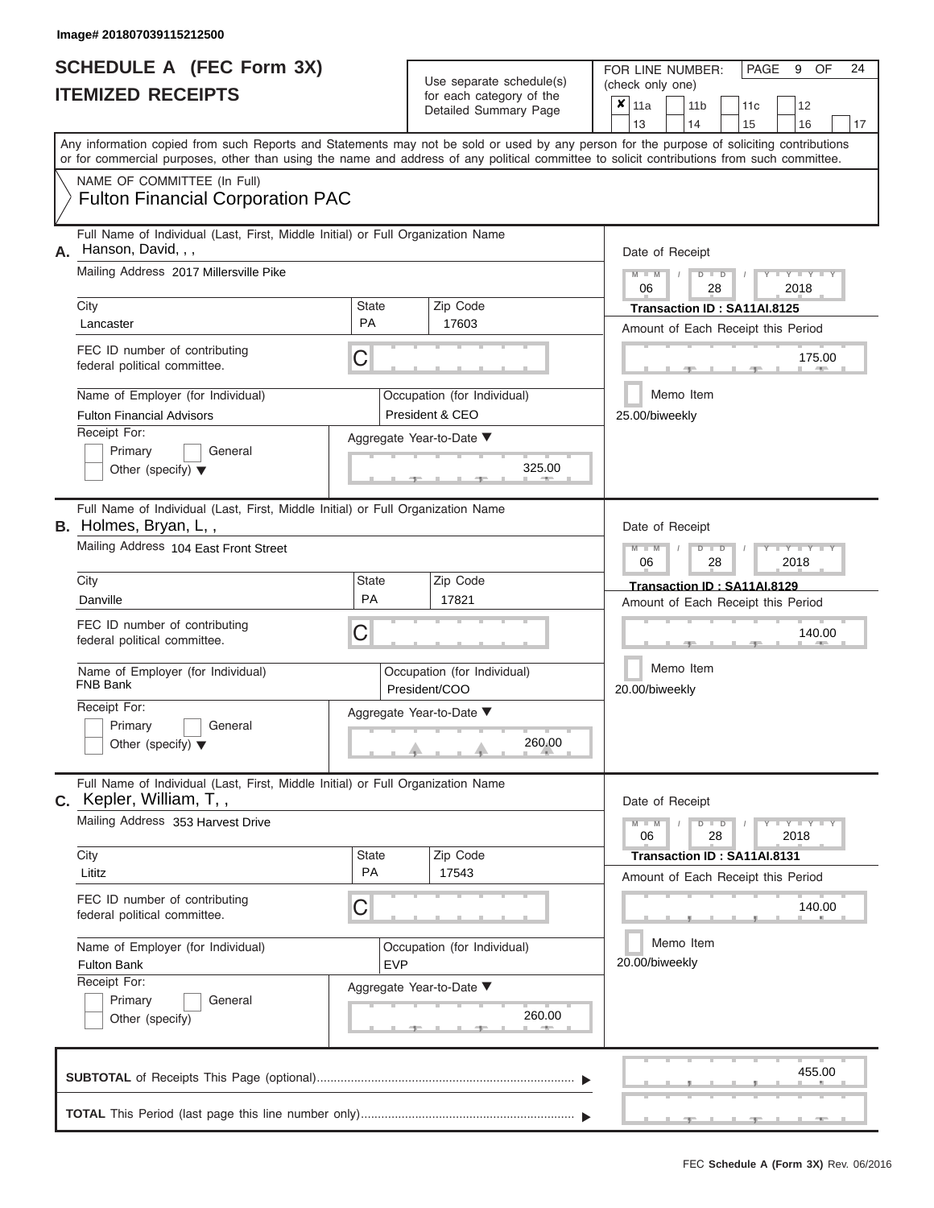Image# 201807039115212500

# SCHEDULE A (FEC Form 3X)
## ITEMIZED RECEIPTS

Use separate schedule(s) for each category of the Detailed Summary Page

FOR LINE NUMBER: (check only one)

- [x] 11a
- [ ] 11b
- [ ] 11c
- [ ] 12
- [ ] 13
- [ ] 14
- [ ] 15
- [ ] 16
- [ ] 17

Any information copied from such Reports and Statements may not be sold or used by any person for the purpose of soliciting contributions or for commercial purposes, other than using the name and address of any political committee to solicit contributions from such committee.

NAME OF COMMITTEE (In Full)
**Fulton Financial Corporation PAC**

---

**A.** Full Name of Individual (Last, First, Middle Initial) or Full Organization Name: Hanson, David, , ,

Mailing Address: 2017 Millersville Pike

City: Lancaster | State: PA | Zip Code: 17603

FEC ID number of contributing federal political committee: C

Name of Employer (for Individual): Fulton Financial Advisors

Occupation (for Individual): President & CEO

Receipt For: Primary / General / Other (specify)

Aggregate Year-to-Date: 325.00

Date of Receipt: 06 / 28 / 2018

Transaction ID : SA11AI.8125

Amount of Each Receipt this Period: 175.00

Memo Item

25.00/biweekly

---

**B.** Full Name of Individual (Last, First, Middle Initial) or Full Organization Name: Holmes, Bryan, L, ,

Mailing Address: 104 East Front Street

City: Danville | State: PA | Zip Code: 17821

FEC ID number of contributing federal political committee: C

Name of Employer (for Individual): FNB Bank

Occupation (for Individual): President/COO

Receipt For: Primary / General / Other (specify)

Aggregate Year-to-Date: 260.00

Date of Receipt: 06 / 28 / 2018

Transaction ID : SA11AI.8129

Amount of Each Receipt this Period: 140.00

Memo Item

20.00/biweekly

---

**C.** Full Name of Individual (Last, First, Middle Initial) or Full Organization Name: Kepler, William, T, ,

Mailing Address: 353 Harvest Drive

City: Lititz | State: PA | Zip Code: 17543

FEC ID number of contributing federal political committee: C

Name of Employer (for Individual): Fulton Bank

Occupation (for Individual): EVP

Receipt For: Primary / General / Other (specify)

Aggregate Year-to-Date: 260.00

Date of Receipt: 06 / 28 / 2018

Transaction ID : SA11AI.8131

Amount of Each Receipt this Period: 140.00

Memo Item

20.00/biweekly

---

**SUBTOTAL** of Receipts This Page (optional): 455.00

**TOTAL** This Period (last page this line number only):

FEC **Schedule A (Form 3X)** Rev. 06/2016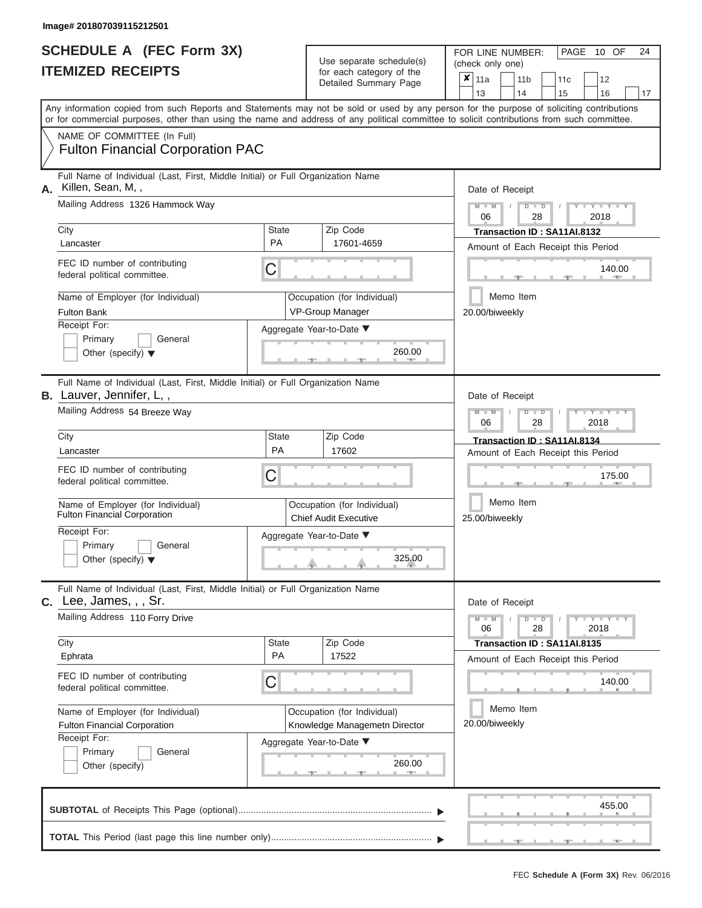Image# 201807039115212501

# SCHEDULE A (FEC Form 3X)
# ITEMIZED RECEIPTS

Use separate schedule(s) for each category of the Detailed Summary Page

FOR LINE NUMBER: (check only one)

| | | | | |
|---|---|---|---|---|
| ✘ 11a | 11b | 11c | 12 | |
| 13 | 14 | 15 | 16 | 17 |

PAGE 10 OF 24

Any information copied from such Reports and Statements may not be sold or used by any person for the purpose of soliciting contributions or for commercial purposes, other than using the name and address of any political committee to solicit contributions from such committee.

NAME OF COMMITTEE (In Full)
**Fulton Financial Corporation PAC**

---

**A.** Full Name of Individual (Last, First, Middle Initial) or Full Organization Name: Killen, Sean, M, ,

Mailing Address: 1326 Hammock Way

City: Lancaster | State: PA | Zip Code: 17601-4659

FEC ID number of contributing federal political committee: C

Name of Employer (for Individual): Fulton Bank

Occupation (for Individual): VP-Group Manager

Receipt For: Primary / General / Other (specify)

Aggregate Year-to-Date: 260.00

Date of Receipt: 06 / 28 / 2018

Transaction ID : SA11AI.8132

Amount of Each Receipt this Period: 140.00

Memo Item: 20.00/biweekly

---

**B.** Full Name of Individual (Last, First, Middle Initial) or Full Organization Name: Lauver, Jennifer, L, ,

Mailing Address: 54 Breeze Way

City: Lancaster | State: PA | Zip Code: 17602

FEC ID number of contributing federal political committee: C

Name of Employer (for Individual): Fulton Financial Corporation

Occupation (for Individual): Chief Audit Executive

Receipt For: Primary / General / Other (specify)

Aggregate Year-to-Date: 325.00

Date of Receipt: 06 / 28 / 2018

Transaction ID : SA11AI.8134

Amount of Each Receipt this Period: 175.00

Memo Item: 25.00/biweekly

---

**C.** Full Name of Individual (Last, First, Middle Initial) or Full Organization Name: Lee, James, , , Sr.

Mailing Address: 110 Forry Drive

City: Ephrata | State: PA | Zip Code: 17522

FEC ID number of contributing federal political committee: C

Name of Employer (for Individual): Fulton Financial Corporation

Occupation (for Individual): Knowledge Managemetn Director

Receipt For: Primary / General / Other (specify)

Aggregate Year-to-Date: 260.00

Date of Receipt: 06 / 28 / 2018

Transaction ID : SA11AI.8135

Amount of Each Receipt this Period: 140.00

Memo Item: 20.00/biweekly

---

**SUBTOTAL** of Receipts This Page (optional): 455.00

**TOTAL** This Period (last page this line number only):

FEC Schedule A (Form 3X) Rev. 06/2016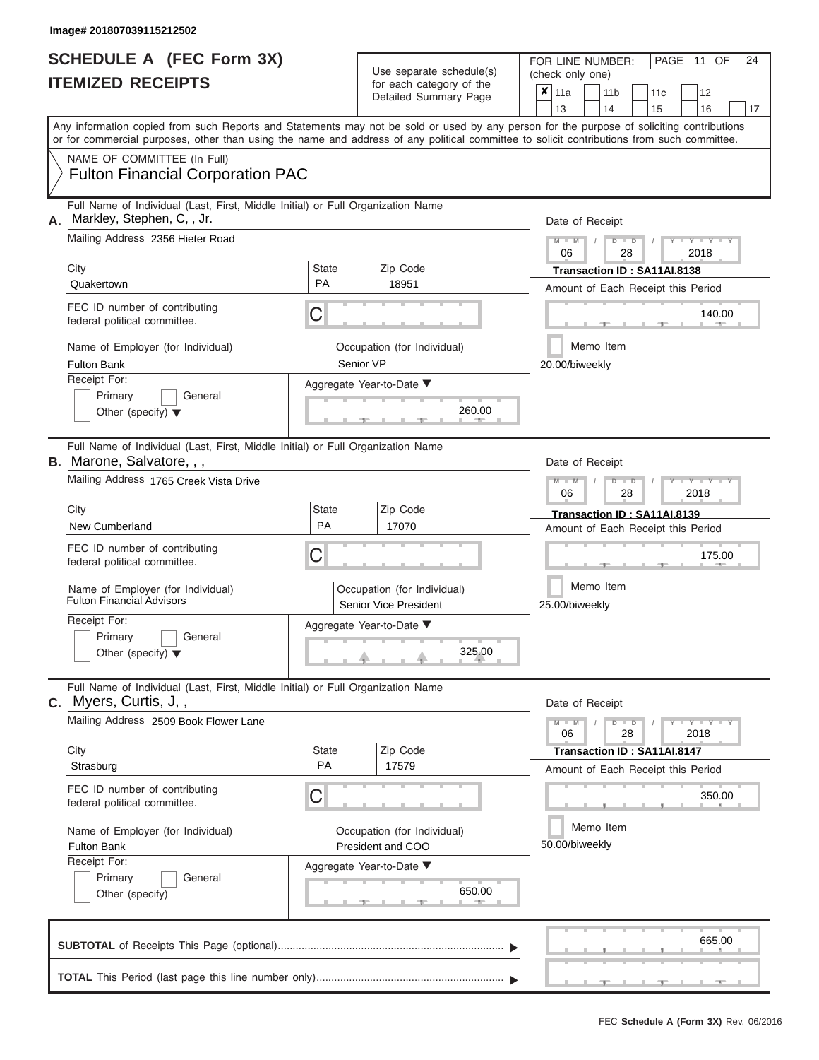Image# 201807039115212502

# SCHEDULE A (FEC Form 3X)
## ITEMIZED RECEIPTS

Use separate schedule(s) for each category of the Detailed Summary Page

FOR LINE NUMBER: (check only one)
☒ 11a ☐ 11b ☐ 11c ☐ 12 ☐ 13 ☐ 14 ☐ 15 ☐ 16 ☐ 17

PAGE 11 OF 24

Any information copied from such Reports and Statements may not be sold or used by any person for the purpose of soliciting contributions or for commercial purposes, other than using the name and address of any political committee to solicit contributions from such committee.

NAME OF COMMITTEE (In Full)
Fulton Financial Corporation PAC

---

**A.** Full Name of Individual (Last, First, Middle Initial) or Full Organization Name: Markley, Stephen, C, , Jr.

Mailing Address: 2356 Hieter Road

City: Quakertown | State: PA | Zip Code: 18951

FEC ID number of contributing federal political committee: C

Name of Employer (for Individual): Fulton Bank

Occupation (for Individual): Senior VP

Receipt For: ☐ Primary ☐ General ☐ Other (specify)

Aggregate Year-to-Date: 260.00

Date of Receipt: 06 / 28 / 2018

Transaction ID : SA11AI.8138

Amount of Each Receipt this Period: 140.00

☐ Memo Item

20.00/biweekly

---

**B.** Full Name of Individual (Last, First, Middle Initial) or Full Organization Name: Marone, Salvatore, , ,

Mailing Address: 1765 Creek Vista Drive

City: New Cumberland | State: PA | Zip Code: 17070

FEC ID number of contributing federal political committee: C

Name of Employer (for Individual): Fulton Financial Advisors

Occupation (for Individual): Senior Vice President

Receipt For: ☐ Primary ☐ General ☐ Other (specify)

Aggregate Year-to-Date: 325.00

Date of Receipt: 06 / 28 / 2018

Transaction ID : SA11AI.8139

Amount of Each Receipt this Period: 175.00

☐ Memo Item

25.00/biweekly

---

**C.** Full Name of Individual (Last, First, Middle Initial) or Full Organization Name: Myers, Curtis, J, ,

Mailing Address: 2509 Book Flower Lane

City: Strasburg | State: PA | Zip Code: 17579

FEC ID number of contributing federal political committee: C

Name of Employer (for Individual): Fulton Bank

Occupation (for Individual): President and COO

Receipt For: ☐ Primary ☐ General ☐ Other (specify)

Aggregate Year-to-Date: 650.00

Date of Receipt: 06 / 28 / 2018

Transaction ID : SA11AI.8147

Amount of Each Receipt this Period: 350.00

☐ Memo Item

50.00/biweekly

---

**SUBTOTAL** of Receipts This Page (optional): 665.00

**TOTAL** This Period (last page this line number only):

FEC Schedule A (Form 3X) Rev. 06/2016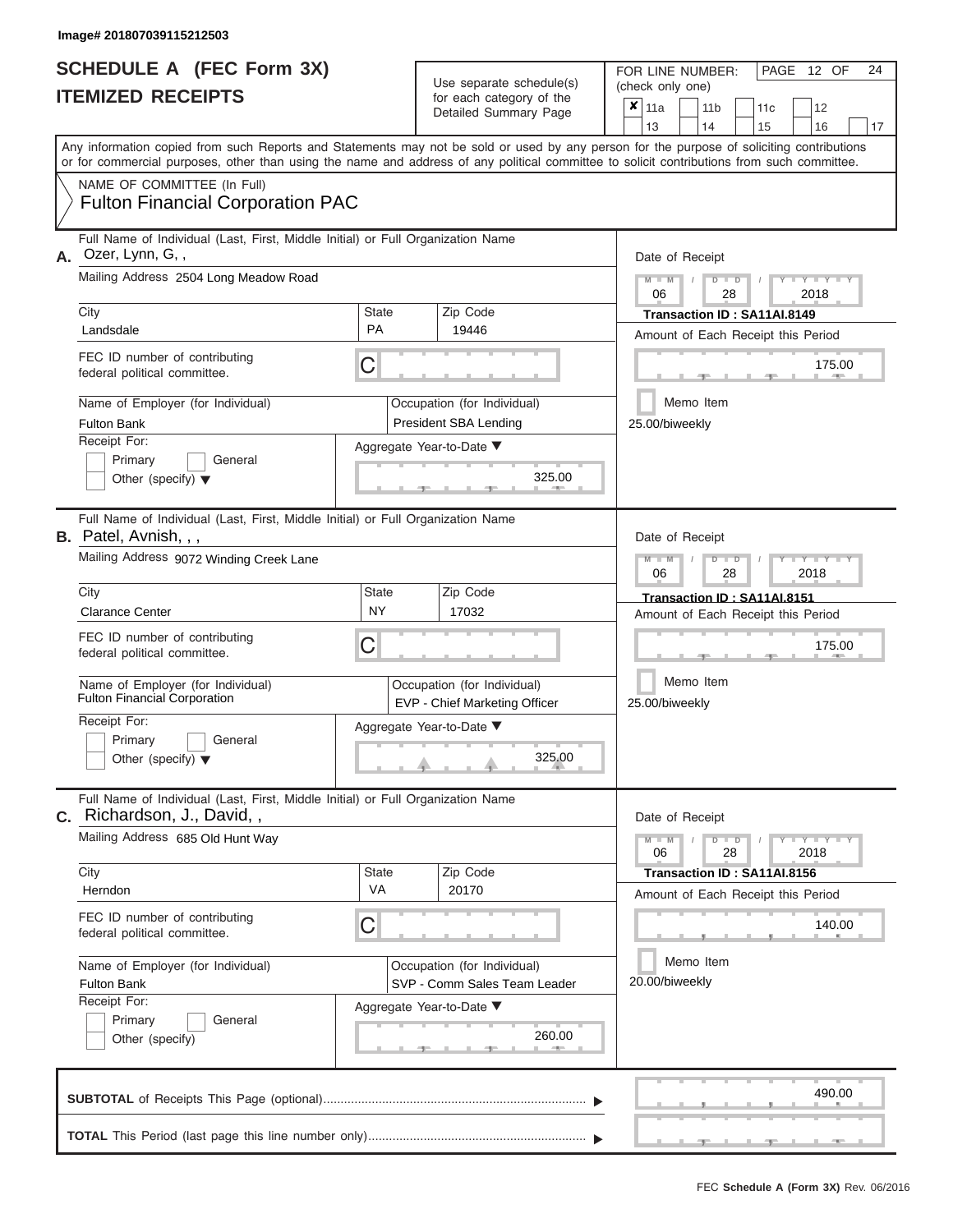Image# 201807039115212503

# SCHEDULE A (FEC Form 3X)
# ITEMIZED RECEIPTS

Use separate schedule(s) for each category of the Detailed Summary Page

FOR LINE NUMBER: (check only one)

PAGE 12 OF 24

☒ 11a ☐ 11b ☐ 11c ☐ 12 ☐ 13 ☐ 14 ☐ 15 ☐ 16 ☐ 17

Any information copied from such Reports and Statements may not be sold or used by any person for the purpose of soliciting contributions or for commercial purposes, other than using the name and address of any political committee to solicit contributions from such committee.

NAME OF COMMITTEE (In Full)

**Fulton Financial Corporation PAC**

---

**A.** Full Name of Individual (Last, First, Middle Initial) or Full Organization Name: Ozer, Lynn, G, ,

Mailing Address: 2504 Long Meadow Road

City: Landsdale | State: PA | Zip Code: 19446

FEC ID number of contributing federal political committee: C

Name of Employer (for Individual): Fulton Bank

Occupation (for Individual): President SBA Lending

Receipt For: ☐ Primary ☐ General ☐ Other (specify)

Aggregate Year-to-Date: 325.00

Date of Receipt: 06 / 28 / 2018

Transaction ID : SA11AI.8149

Amount of Each Receipt this Period: 175.00

☐ Memo Item

25.00/biweekly

---

**B.** Full Name of Individual (Last, First, Middle Initial) or Full Organization Name: Patel, Avnish, , ,

Mailing Address: 9072 Winding Creek Lane

City: Clarance Center | State: NY | Zip Code: 17032

FEC ID number of contributing federal political committee: C

Name of Employer (for Individual): Fulton Financial Corporation

Occupation (for Individual): EVP - Chief Marketing Officer

Receipt For: ☐ Primary ☐ General ☐ Other (specify)

Aggregate Year-to-Date: 325.00

Date of Receipt: 06 / 28 / 2018

Transaction ID : SA11AI.8151

Amount of Each Receipt this Period: 175.00

☐ Memo Item

25.00/biweekly

---

**C.** Full Name of Individual (Last, First, Middle Initial) or Full Organization Name: Richardson, J., David, ,

Mailing Address: 685 Old Hunt Way

City: Herndon | State: VA | Zip Code: 20170

FEC ID number of contributing federal political committee: C

Name of Employer (for Individual): Fulton Bank

Occupation (for Individual): SVP - Comm Sales Team Leader

Receipt For: ☐ Primary ☐ General ☐ Other (specify)

Aggregate Year-to-Date: 260.00

Date of Receipt: 06 / 28 / 2018

Transaction ID : SA11AI.8156

Amount of Each Receipt this Period: 140.00

☐ Memo Item

20.00/biweekly

---

**SUBTOTAL** of Receipts This Page (optional): 490.00

**TOTAL** This Period (last page this line number only):

FEC Schedule A (Form 3X) Rev. 06/2016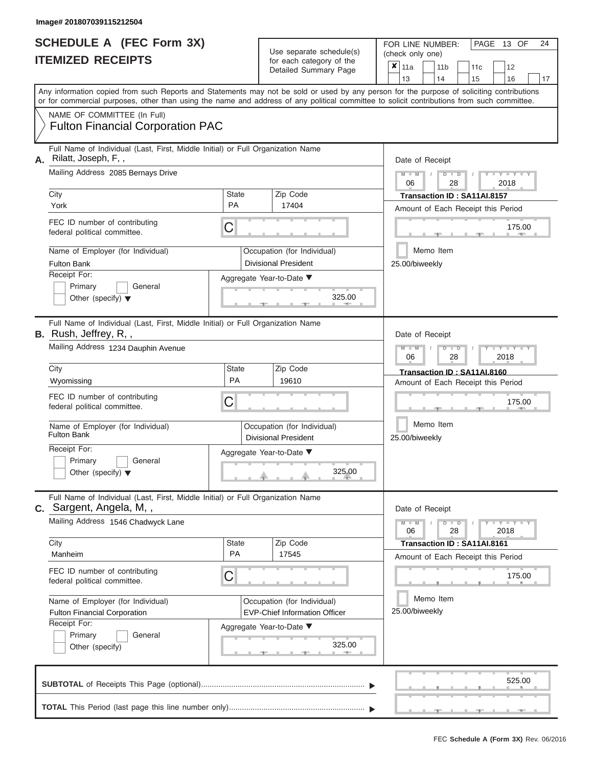Image# 201807039115212504

# SCHEDULE A (FEC Form 3X)
## ITEMIZED RECEIPTS

Use separate schedule(s) for each category of the Detailed Summary Page

FOR LINE NUMBER: (check only one)

| | | | | |
|---|---|---|---|---|
| ✘ 11a | 11b | 11c | 12 | |
| 13 | 14 | 15 | 16 | 17 |

PAGE 13 OF 24

Any information copied from such Reports and Statements may not be sold or used by any person for the purpose of soliciting contributions or for commercial purposes, other than using the name and address of any political committee to solicit contributions from such committee.

NAME OF COMMITTEE (In Full)
Fulton Financial Corporation PAC

---

**A.** Full Name of Individual (Last, First, Middle Initial) or Full Organization Name
Rilatt, Joseph, F, ,

Mailing Address: 2085 Bernays Drive

City: York | State: PA | Zip Code: 17404

FEC ID number of contributing federal political committee: C

Name of Employer (for Individual): Fulton Bank
Occupation (for Individual): Divisional President

Receipt For: Primary / General / Other (specify)

Aggregate Year-to-Date: 325.00

Date of Receipt: 06 / 28 / 2018
Transaction ID : SA11AI.8157
Amount of Each Receipt this Period: 175.00
Memo Item
25.00/biweekly

---

**B.** Full Name of Individual (Last, First, Middle Initial) or Full Organization Name
Rush, Jeffrey, R, ,

Mailing Address: 1234 Dauphin Avenue

City: Wyomissing | State: PA | Zip Code: 19610

FEC ID number of contributing federal political committee: C

Name of Employer (for Individual): Fulton Bank
Occupation (for Individual): Divisional President

Receipt For: Primary / General / Other (specify)

Aggregate Year-to-Date: 325.00

Date of Receipt: 06 / 28 / 2018
Transaction ID : SA11AI.8160
Amount of Each Receipt this Period: 175.00
Memo Item
25.00/biweekly

---

**C.** Full Name of Individual (Last, First, Middle Initial) or Full Organization Name
Sargent, Angela, M, ,

Mailing Address: 1546 Chadwyck Lane

City: Manheim | State: PA | Zip Code: 17545

FEC ID number of contributing federal political committee: C

Name of Employer (for Individual): Fulton Financial Corporation
Occupation (for Individual): EVP-Chief Information Officer

Receipt For: Primary / General / Other (specify)

Aggregate Year-to-Date: 325.00

Date of Receipt: 06 / 28 / 2018
Transaction ID : SA11AI.8161
Amount of Each Receipt this Period: 175.00
Memo Item
25.00/biweekly

---

**SUBTOTAL** of Receipts This Page (optional): 525.00

**TOTAL** This Period (last page this line number only):

FEC Schedule A (Form 3X) Rev. 06/2016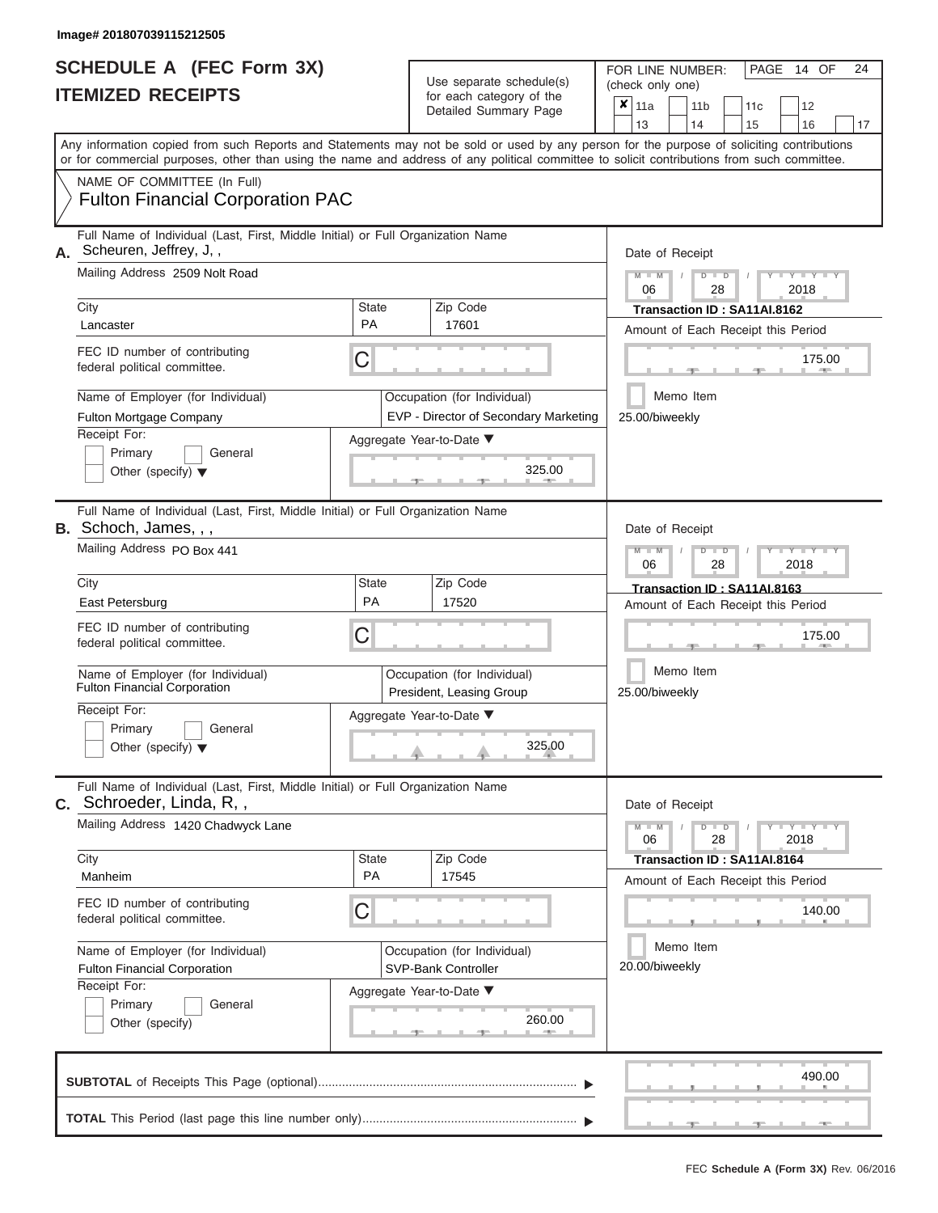Image# 201807039115212505

# SCHEDULE A (FEC Form 3X)
# ITEMIZED RECEIPTS

Use separate schedule(s) for each category of the Detailed Summary Page

FOR LINE NUMBER: (check only one)

☒ 11a ☐ 11b ☐ 11c ☐ 12 ☐ 13 ☐ 14 ☐ 15 ☐ 16 ☐ 17

Any information copied from such Reports and Statements may not be sold or used by any person for the purpose of soliciting contributions or for commercial purposes, other than using the name and address of any political committee to solicit contributions from such committee.

NAME OF COMMITTEE (In Full)
**Fulton Financial Corporation PAC**

---

**A.** Full Name of Individual (Last, First, Middle Initial) or Full Organization Name: Scheuren, Jeffrey, J, ,

Mailing Address: 2509 Nolt Road

City: Lancaster | State: PA | Zip Code: 17601

FEC ID number of contributing federal political committee: C

Name of Employer (for Individual): Fulton Mortgage Company

Occupation (for Individual): EVP - Director of Secondary Marketing

Receipt For: ☐ Primary ☐ General ☐ Other (specify)

Date of Receipt: 06 / 28 / 2018

Transaction ID : SA11AI.8162

Amount of Each Receipt this Period: 175.00

☐ Memo Item

25.00/biweekly

Aggregate Year-to-Date: 325.00

---

**B.** Full Name of Individual (Last, First, Middle Initial) or Full Organization Name: Schoch, James, , ,

Mailing Address: PO Box 441

City: East Petersburg | State: PA | Zip Code: 17520

FEC ID number of contributing federal political committee: C

Name of Employer (for Individual): Fulton Financial Corporation

Occupation (for Individual): President, Leasing Group

Receipt For: ☐ Primary ☐ General ☐ Other (specify)

Date of Receipt: 06 / 28 / 2018

Transaction ID : SA11AI.8163

Amount of Each Receipt this Period: 175.00

☐ Memo Item

25.00/biweekly

Aggregate Year-to-Date: 325.00

---

**C.** Full Name of Individual (Last, First, Middle Initial) or Full Organization Name: Schroeder, Linda, R, ,

Mailing Address: 1420 Chadwyck Lane

City: Manheim | State: PA | Zip Code: 17545

FEC ID number of contributing federal political committee: C

Name of Employer (for Individual): Fulton Financial Corporation

Occupation (for Individual): SVP-Bank Controller

Receipt For: ☐ Primary ☐ General ☐ Other (specify)

Date of Receipt: 06 / 28 / 2018

Transaction ID : SA11AI.8164

Amount of Each Receipt this Period: 140.00

☐ Memo Item

20.00/biweekly

Aggregate Year-to-Date: 260.00

---

**SUBTOTAL** of Receipts This Page (optional): 490.00

**TOTAL** This Period (last page this line number only):

FEC **Schedule A (Form 3X)** Rev. 06/2016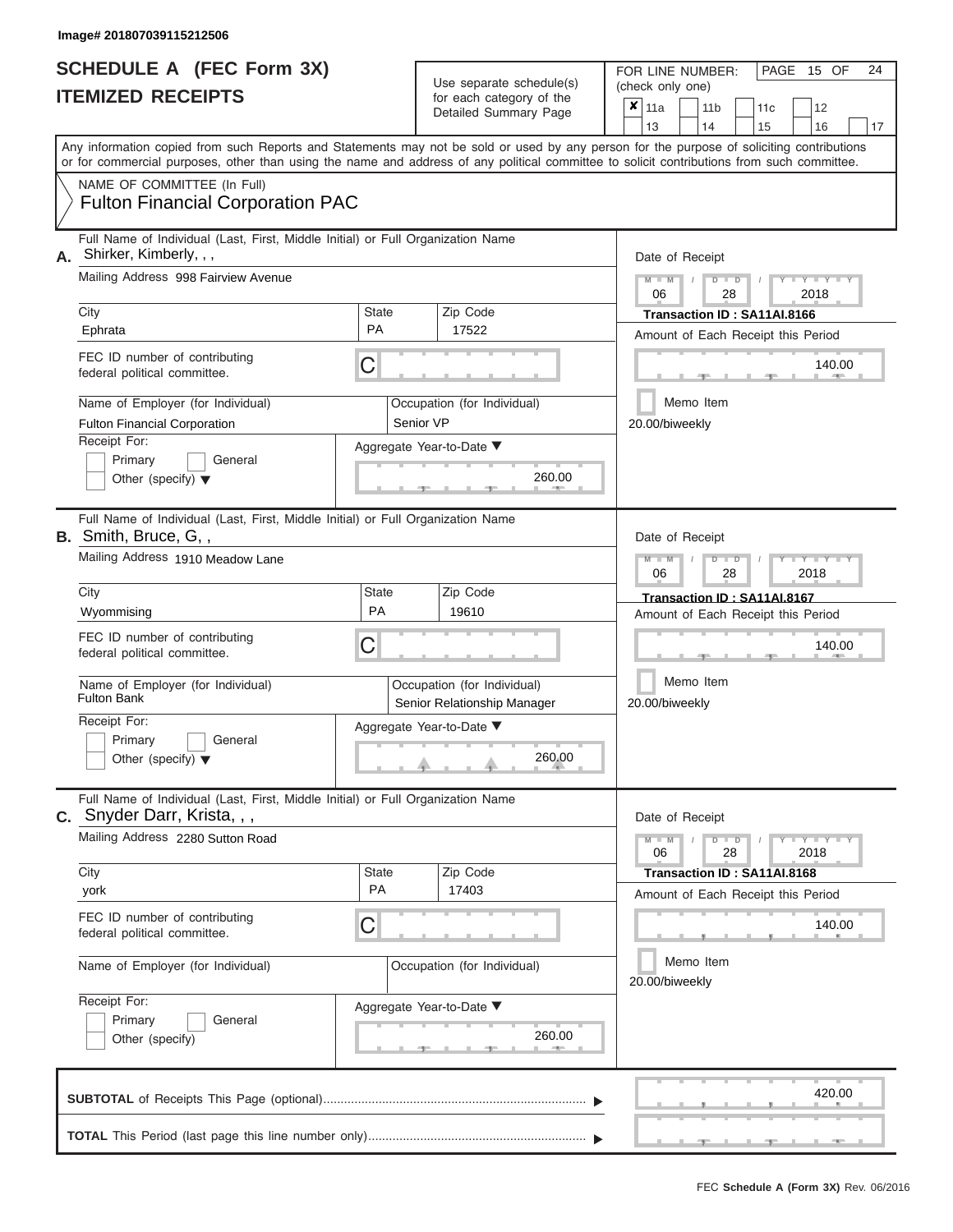Image# 201807039115212506

# SCHEDULE A (FEC Form 3X)
## ITEMIZED RECEIPTS

Use separate schedule(s) for each category of the Detailed Summary Page

FOR LINE NUMBER: (check only one)

PAGE 15 OF 24

- [x] 11a
- [ ] 11b
- [ ] 11c
- [ ] 12
- [ ] 13
- [ ] 14
- [ ] 15
- [ ] 16
- [ ] 17

Any information copied from such Reports and Statements may not be sold or used by any person for the purpose of soliciting contributions or for commercial purposes, other than using the name and address of any political committee to solicit contributions from such committee.

NAME OF COMMITTEE (In Full)

**Fulton Financial Corporation PAC**

---

**A.** Full Name of Individual (Last, First, Middle Initial) or Full Organization Name: Shirker, Kimberly, , ,

Mailing Address: 998 Fairview Avenue

City: Ephrata | State: PA | Zip Code: 17522

FEC ID number of contributing federal political committee: C

Name of Employer (for Individual): Fulton Financial Corporation

Occupation (for Individual): Senior VP

Receipt For: [ ] Primary [ ] General [ ] Other (specify)

Aggregate Year-to-Date: 260.00

Date of Receipt: 06 / 28 / 2018

Transaction ID : SA11AI.8166

Amount of Each Receipt this Period: 140.00

[ ] Memo Item

20.00/biweekly

---

**B.** Full Name of Individual (Last, First, Middle Initial) or Full Organization Name: Smith, Bruce, G, ,

Mailing Address: 1910 Meadow Lane

City: Wyommising | State: PA | Zip Code: 19610

FEC ID number of contributing federal political committee: C

Name of Employer (for Individual): Fulton Bank

Occupation (for Individual): Senior Relationship Manager

Receipt For: [ ] Primary [ ] General [ ] Other (specify)

Aggregate Year-to-Date: 260.00

Date of Receipt: 06 / 28 / 2018

Transaction ID : SA11AI.8167

Amount of Each Receipt this Period: 140.00

[ ] Memo Item

20.00/biweekly

---

**C.** Full Name of Individual (Last, First, Middle Initial) or Full Organization Name: Snyder Darr, Krista, , ,

Mailing Address: 2280 Sutton Road

City: york | State: PA | Zip Code: 17403

FEC ID number of contributing federal political committee: C

Name of Employer (for Individual):

Occupation (for Individual):

Receipt For: [ ] Primary [ ] General [ ] Other (specify)

Aggregate Year-to-Date: 260.00

Date of Receipt: 06 / 28 / 2018

Transaction ID : SA11AI.8168

Amount of Each Receipt this Period: 140.00

[ ] Memo Item

20.00/biweekly

---

**SUBTOTAL** of Receipts This Page (optional): 420.00

**TOTAL** This Period (last page this line number only):

FEC **Schedule A (Form 3X)** Rev. 06/2016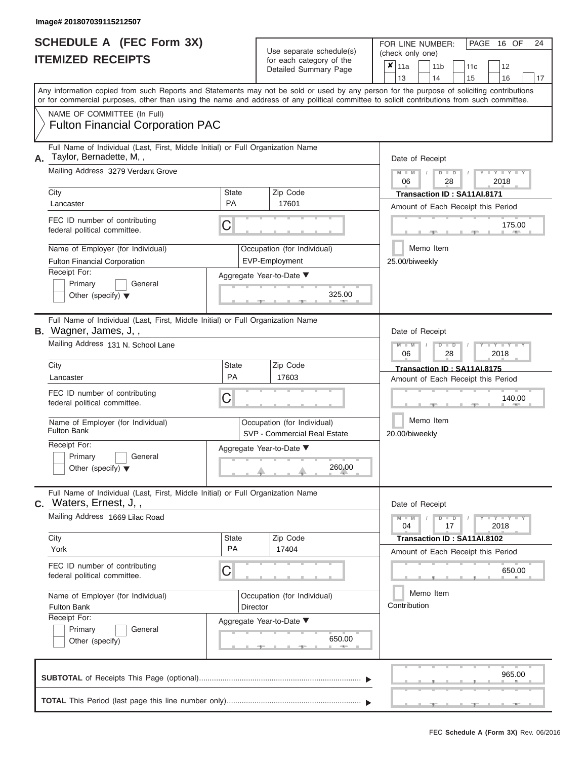Image# 201807039115212507

# SCHEDULE A (FEC Form 3X)
## ITEMIZED RECEIPTS

Use separate schedule(s) for each category of the Detailed Summary Page

FOR LINE NUMBER: (check only one)

- [x] 11a
- [ ] 11b
- [ ] 11c
- [ ] 12
- [ ] 13
- [ ] 14
- [ ] 15
- [ ] 16
- [ ] 17

PAGE 16 OF 24

Any information copied from such Reports and Statements may not be sold or used by any person for the purpose of soliciting contributions or for commercial purposes, other than using the name and address of any political committee to solicit contributions from such committee.

NAME OF COMMITTEE (In Full)
**Fulton Financial Corporation PAC**

---

**A.** Full Name of Individual (Last, First, Middle Initial) or Full Organization Name: Taylor, Bernadette, M, ,

Mailing Address: 3279 Verdant Grove

City: Lancaster | State: PA | Zip Code: 17601

FEC ID number of contributing federal political committee: C

Name of Employer (for Individual): Fulton Financial Corporation

Occupation (for Individual): EVP-Employment

Receipt For: Primary / General / Other (specify)

Date of Receipt: 06 / 28 / 2018

Transaction ID : SA11AI.8171

Amount of Each Receipt this Period: 175.00

Memo Item: 25.00/biweekly

Aggregate Year-to-Date: 325.00

---

**B.** Full Name of Individual (Last, First, Middle Initial) or Full Organization Name: Wagner, James, J, ,

Mailing Address: 131 N. School Lane

City: Lancaster | State: PA | Zip Code: 17603

FEC ID number of contributing federal political committee: C

Name of Employer (for Individual): Fulton Bank

Occupation (for Individual): SVP - Commercial Real Estate

Receipt For: Primary / General / Other (specify)

Date of Receipt: 06 / 28 / 2018

Transaction ID : SA11AI.8175

Amount of Each Receipt this Period: 140.00

Memo Item: 20.00/biweekly

Aggregate Year-to-Date: 260.00

---

**C.** Full Name of Individual (Last, First, Middle Initial) or Full Organization Name: Waters, Ernest, J, ,

Mailing Address: 1669 Lilac Road

City: York | State: PA | Zip Code: 17404

FEC ID number of contributing federal political committee: C

Name of Employer (for Individual): Fulton Bank

Occupation (for Individual): Director

Receipt For: Primary / General / Other (specify)

Date of Receipt: 04 / 17 / 2018

Transaction ID : SA11AI.8102

Amount of Each Receipt this Period: 650.00

Memo Item: Contribution

Aggregate Year-to-Date: 650.00

---

**SUBTOTAL** of Receipts This Page (optional): 965.00

**TOTAL** This Period (last page this line number only):

FEC **Schedule A (Form 3X)** Rev. 06/2016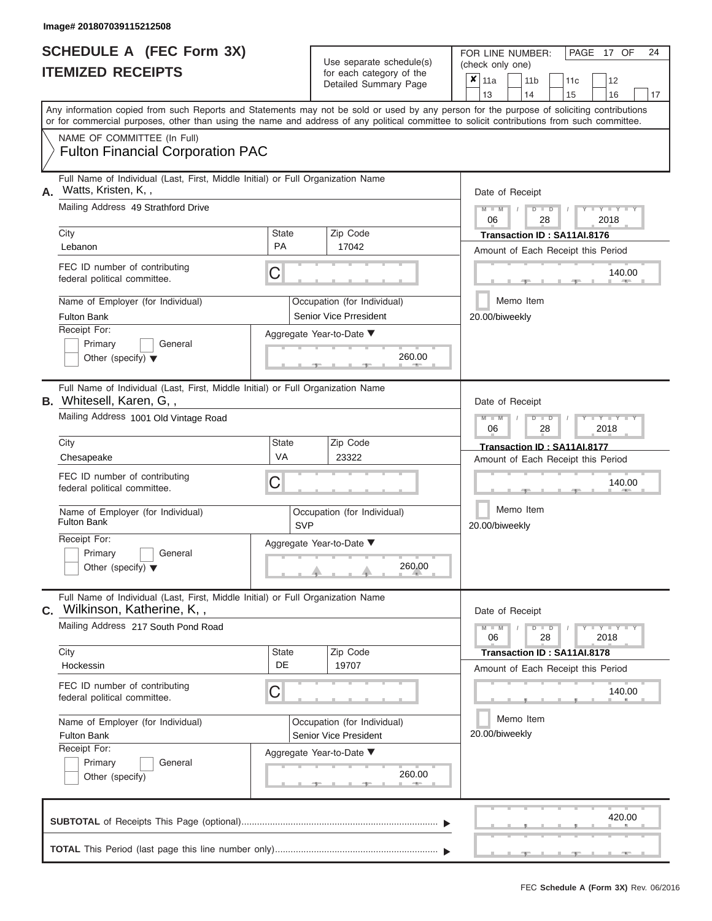Image# 201807039115212508

# SCHEDULE A (FEC Form 3X)
## ITEMIZED RECEIPTS

Use separate schedule(s) for each category of the Detailed Summary Page

FOR LINE NUMBER: (check only one)

- [x] 11a
- [ ] 11b
- [ ] 11c
- [ ] 12
- [ ] 13
- [ ] 14
- [ ] 15
- [ ] 16
- [ ] 17

PAGE 17 OF 24

Any information copied from such Reports and Statements may not be sold or used by any person for the purpose of soliciting contributions or for commercial purposes, other than using the name and address of any political committee to solicit contributions from such committee.

NAME OF COMMITTEE (In Full)
Fulton Financial Corporation PAC

---

**A.** Full Name of Individual (Last, First, Middle Initial) or Full Organization Name
Watts, Kristen, K, ,

Mailing Address: 49 Strathford Drive

| City | State | Zip Code |
|---|---|---|
| Lebanon | PA | 17042 |

FEC ID number of contributing federal political committee: C

Name of Employer (for Individual): Fulton Bank
Occupation (for Individual): Senior Vice Prresident

Receipt For: Primary / General / Other (specify)

Aggregate Year-to-Date: 260.00

Date of Receipt: 06/28/2018
Transaction ID : SA11AI.8176
Amount of Each Receipt this Period: 140.00
Memo Item
20.00/biweekly

---

**B.** Full Name of Individual (Last, First, Middle Initial) or Full Organization Name
Whitesell, Karen, G, ,

Mailing Address: 1001 Old Vintage Road

| City | State | Zip Code |
|---|---|---|
| Chesapeake | VA | 23322 |

FEC ID number of contributing federal political committee: C

Name of Employer (for Individual): Fulton Bank
Occupation (for Individual): SVP

Receipt For: Primary / General / Other (specify)

Aggregate Year-to-Date: 260.00

Date of Receipt: 06/28/2018
Transaction ID : SA11AI.8177
Amount of Each Receipt this Period: 140.00
Memo Item
20.00/biweekly

---

**C.** Full Name of Individual (Last, First, Middle Initial) or Full Organization Name
Wilkinson, Katherine, K, ,

Mailing Address: 217 South Pond Road

| City | State | Zip Code |
|---|---|---|
| Hockessin | DE | 19707 |

FEC ID number of contributing federal political committee: C

Name of Employer (for Individual): Fulton Bank
Occupation (for Individual): Senior Vice President

Receipt For: Primary / General / Other (specify)

Aggregate Year-to-Date: 260.00

Date of Receipt: 06/28/2018
Transaction ID : SA11AI.8178
Amount of Each Receipt this Period: 140.00
Memo Item
20.00/biweekly

---

**SUBTOTAL** of Receipts This Page (optional): 420.00

**TOTAL** This Period (last page this line number only):

FEC Schedule A (Form 3X) Rev. 06/2016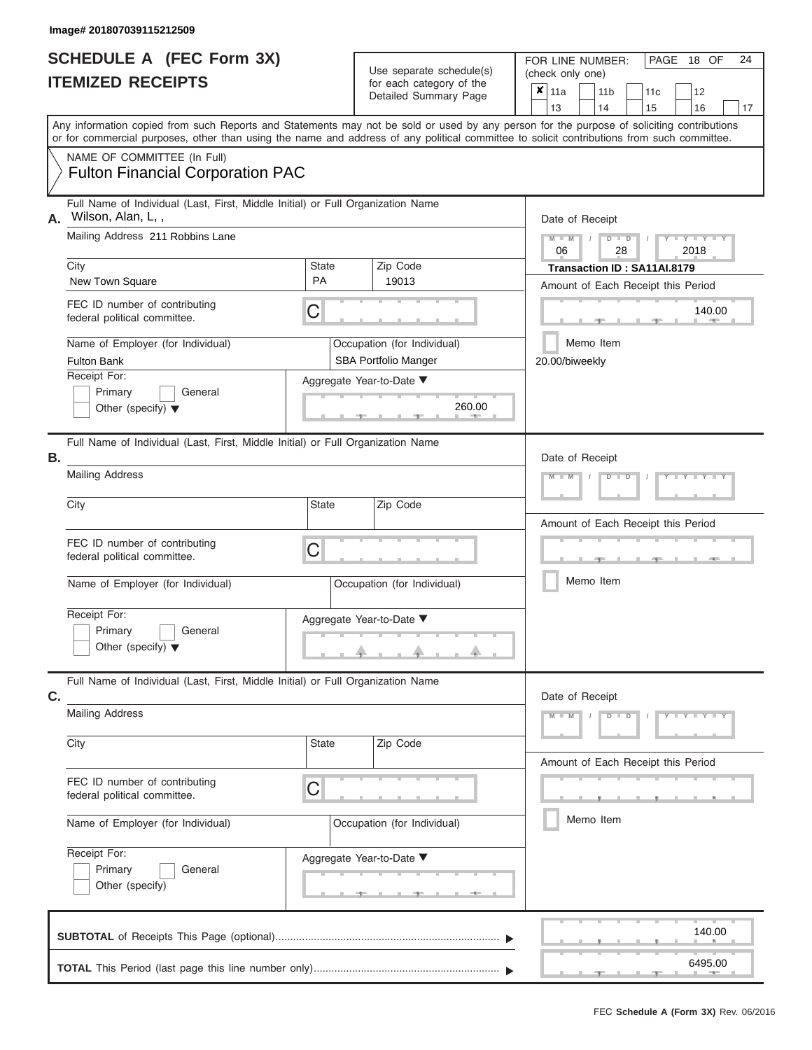Image# 201807039115212509

# SCHEDULE A (FEC Form 3X)
# ITEMIZED RECEIPTS

Use separate schedule(s) for each category of the Detailed Summary Page

FOR LINE NUMBER: (check only one)

- [x] 11a
- [ ] 11b
- [ ] 11c
- [ ] 12
- [ ] 13
- [ ] 14
- [ ] 15
- [ ] 16
- [ ] 17

Any information copied from such Reports and Statements may not be sold or used by any person for the purpose of soliciting contributions or for commercial purposes, other than using the name and address of any political committee to solicit contributions from such committee.

NAME OF COMMITTEE (In Full)
Fulton Financial Corporation PAC

## A.

Full Name of Individual (Last, First, Middle Initial) or Full Organization Name: Wilson, Alan, L, ,

Mailing Address: 211 Robbins Lane

City: New Town Square | State: PA | Zip Code: 19013

FEC ID number of contributing federal political committee: C

Name of Employer (for Individual): Fulton Bank

Occupation (for Individual): SBA Portfolio Manger

Receipt For:
- [ ] Primary
- [ ] General
- [ ] Other (specify)

Aggregate Year-to-Date: 260.00

Date of Receipt: 06 / 28 / 2018

Transaction ID : SA11AI.8179

Amount of Each Receipt this Period: 140.00

- [ ] Memo Item

20.00/biweekly

## B.

Full Name of Individual (Last, First, Middle Initial) or Full Organization Name:

Mailing Address:

City: | State: | Zip Code:

FEC ID number of contributing federal political committee: C

Name of Employer (for Individual):

Occupation (for Individual):

Receipt For:
- [ ] Primary
- [ ] General
- [ ] Other (specify)

Aggregate Year-to-Date:

Date of Receipt:

Amount of Each Receipt this Period:

- [ ] Memo Item

## C.

Full Name of Individual (Last, First, Middle Initial) or Full Organization Name:

Mailing Address:

City: | State: | Zip Code:

FEC ID number of contributing federal political committee: C

Name of Employer (for Individual):

Occupation (for Individual):

Receipt For:
- [ ] Primary
- [ ] General
- [ ] Other (specify)

Aggregate Year-to-Date:

Date of Receipt:

Amount of Each Receipt this Period:

- [ ] Memo Item

**SUBTOTAL** of Receipts This Page (optional): 140.00

**TOTAL** This Period (last page this line number only): 6495.00

FEC **Schedule A (Form 3X)** Rev. 06/2016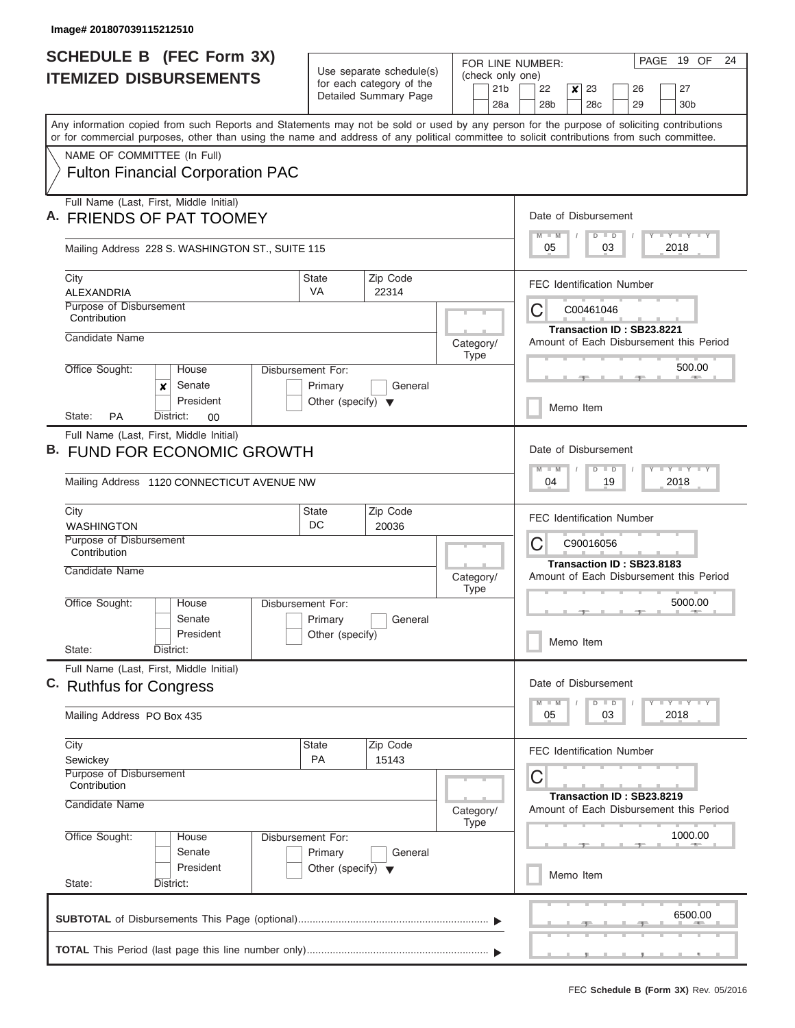Image# 201807039115212510

# SCHEDULE B (FEC Form 3X) ITEMIZED DISBURSEMENTS

Use separate schedule(s) for each category of the Detailed Summary Page

FOR LINE NUMBER: (check only one)

- [ ] 21b
- [ ] 22
- [x] 23
- [ ] 26
- [ ] 27
- [ ] 28a
- [ ] 28b
- [ ] 28c
- [ ] 29
- [ ] 30b

PAGE 19 OF 24

Any information copied from such Reports and Statements may not be sold or used by any person for the purpose of soliciting contributions or for commercial purposes, other than using the name and address of any political committee to solicit contributions from such committee.

NAME OF COMMITTEE (In Full)

Fulton Financial Corporation PAC

## A.

Full Name (Last, First, Middle Initial): FRIENDS OF PAT TOOMEY

Mailing Address: 228 S. WASHINGTON ST., SUITE 115

City: ALEXANDRIA | State: VA | Zip Code: 22314

Purpose of Disbursement: Contribution

Candidate Name:

Category/Type:

Office Sought: [ ] House [x] Senate [ ] President

State: PA District: 00

Disbursement For: [ ] Primary [ ] General [ ] Other (specify)

Date of Disbursement: 05 / 03 / 2018

FEC Identification Number: C00461046

Transaction ID : SB23.8221

Amount of Each Disbursement this Period: 500.00

[ ] Memo Item

## B.

Full Name (Last, First, Middle Initial): FUND FOR ECONOMIC GROWTH

Mailing Address: 1120 CONNECTICUT AVENUE NW

City: WASHINGTON | State: DC | Zip Code: 20036

Purpose of Disbursement: Contribution

Candidate Name:

Category/Type:

Office Sought: [ ] House [ ] Senate [ ] President

State: District:

Disbursement For: [ ] Primary [ ] General [ ] Other (specify)

Date of Disbursement: 04 / 19 / 2018

FEC Identification Number: C90016056

Transaction ID : SB23.8183

Amount of Each Disbursement this Period: 5000.00

[ ] Memo Item

## C.

Full Name (Last, First, Middle Initial): Ruthfus for Congress

Mailing Address: PO Box 435

City: Sewickey | State: PA | Zip Code: 15143

Purpose of Disbursement: Contribution

Candidate Name:

Category/Type:

Office Sought: [ ] House [ ] Senate [ ] President

State: District:

Disbursement For: [ ] Primary [ ] General [ ] Other (specify)

Date of Disbursement: 05 / 03 / 2018

FEC Identification Number: C

Transaction ID : SB23.8219

Amount of Each Disbursement this Period: 1000.00

[ ] Memo Item

**SUBTOTAL** of Disbursements This Page (optional): 6500.00

**TOTAL** This Period (last page this line number only):

FEC **Schedule B (Form 3X)** Rev. 05/2016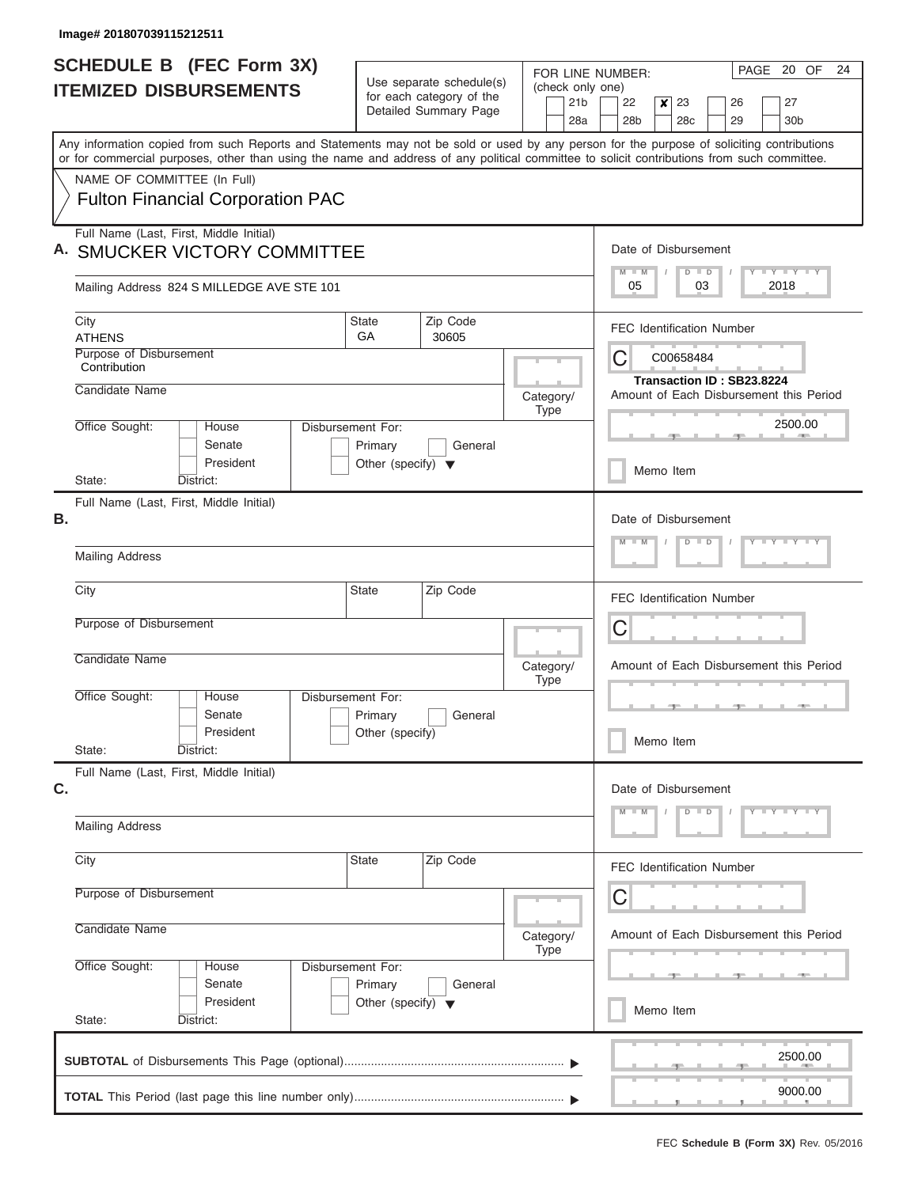Image# 201807039115212511

# SCHEDULE B (FEC Form 3X)
## ITEMIZED DISBURSEMENTS

Use separate schedule(s) for each category of the Detailed Summary Page

FOR LINE NUMBER: (check only one)

| | | | | | |
|---|---|---|---|---|---|
| 21b | 22 | ✘ 23 | 26 | 27 | |
| 28a | 28b | 28c | 29 | 30b | |

Any information copied from such Reports and Statements may not be sold or used by any person for the purpose of soliciting contributions or for commercial purposes, other than using the name and address of any political committee to solicit contributions from such committee.

NAME OF COMMITTEE (In Full)
Fulton Financial Corporation PAC

**A.** Full Name (Last, First, Middle Initial)
SMUCKER VICTORY COMMITTEE

Mailing Address 824 S MILLEDGE AVE STE 101

City: ATHENS
State: GA
Zip Code: 30605

Purpose of Disbursement: Contribution

Candidate Name:

Category/Type:

Office Sought: House / Senate / President
State: District:

Disbursement For: Primary / General / Other (specify)

Date of Disbursement: 05 / 03 / 2018

FEC Identification Number: C00658484

Transaction ID : SB23.8224

Amount of Each Disbursement this Period: 2500.00

Memo Item

**B.** Full Name (Last, First, Middle Initial)

Mailing Address

City / State / Zip Code

Purpose of Disbursement

Candidate Name

Category/Type

Office Sought: House / Senate / President
State: District:

Disbursement For: Primary / General / Other (specify)

Date of Disbursement: M M / D D / Y Y Y Y

FEC Identification Number: C

Amount of Each Disbursement this Period

Memo Item

**C.** Full Name (Last, First, Middle Initial)

Mailing Address

City / State / Zip Code

Purpose of Disbursement

Candidate Name

Category/Type

Office Sought: House / Senate / President
State: District:

Disbursement For: Primary / General / Other (specify)

Date of Disbursement: M M / D D / Y Y Y Y

FEC Identification Number: C

Amount of Each Disbursement this Period

Memo Item

**SUBTOTAL** of Disbursements This Page (optional): 2500.00

**TOTAL** This Period (last page this line number only): 9000.00

FEC **Schedule B (Form 3X)** Rev. 05/2016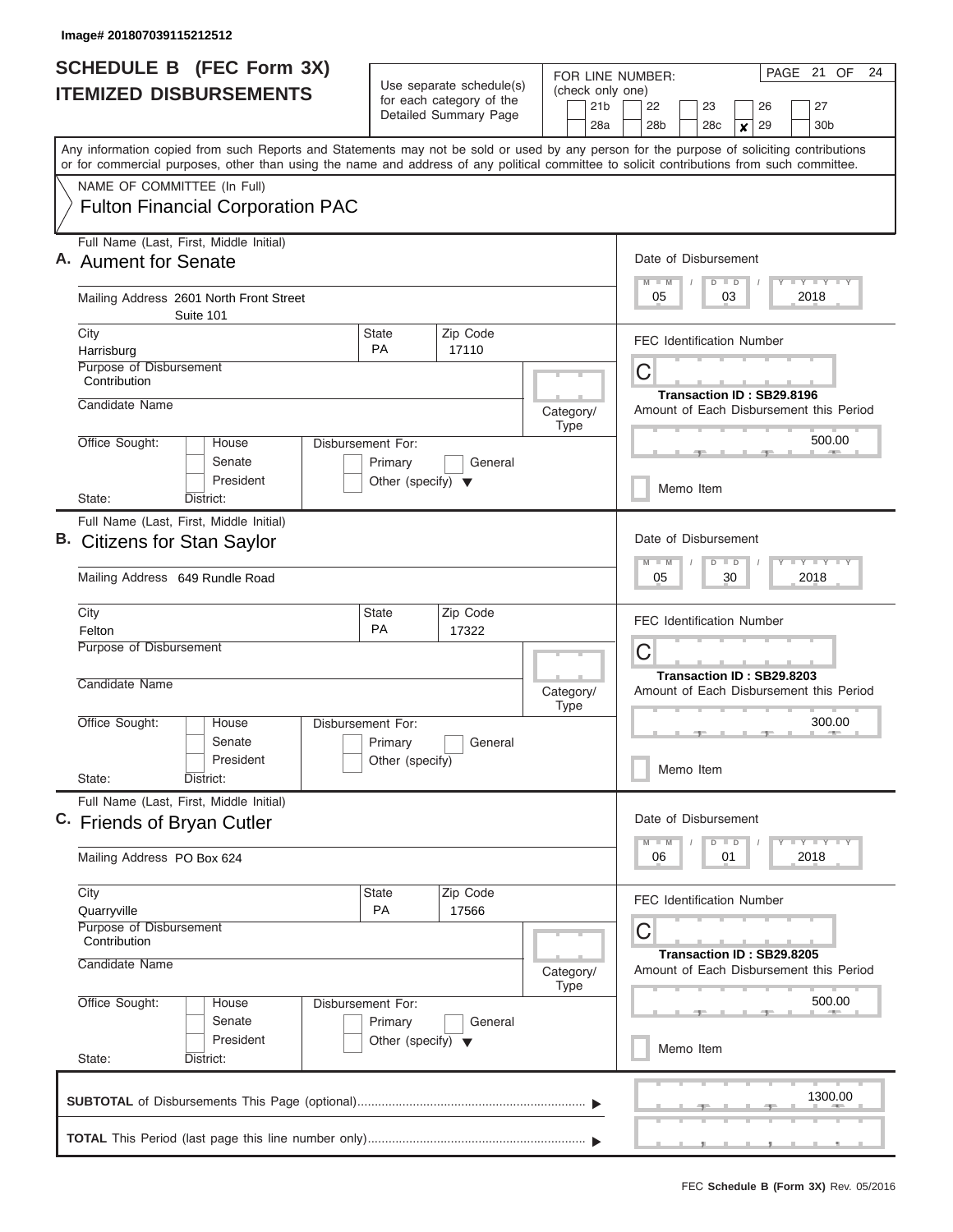Image# 201807039115212512

# SCHEDULE B (FEC Form 3X)
## ITEMIZED DISBURSEMENTS

Use separate schedule(s) for each category of the Detailed Summary Page

FOR LINE NUMBER: (check only one)
21b | 22 | 23 | 26 | 27 | 28a | 28b | 28c | **x** 29 | 30b

PAGE 21 OF 24

Any information copied from such Reports and Statements may not be sold or used by any person for the purpose of soliciting contributions or for commercial purposes, other than using the name and address of any political committee to solicit contributions from such committee.

NAME OF COMMITTEE (In Full)
Fulton Financial Corporation PAC

---

**A.** Full Name (Last, First, Middle Initial): Aument for Senate

Mailing Address: 2601 North Front Street, Suite 101

City: Harrisburg | State: PA | Zip Code: 17110

Purpose of Disbursement: Contribution

Candidate Name:

Category/Type:

Office Sought: House / Senate / President — State: — District:

Disbursement For: Primary / General / Other (specify)

Date of Disbursement: 05 / 03 / 2018

FEC Identification Number: C

Transaction ID : SB29.8196

Amount of Each Disbursement this Period: 500.00

Memo Item

---

**B.** Full Name (Last, First, Middle Initial): Citizens for Stan Saylor

Mailing Address: 649 Rundle Road

City: Felton | State: PA | Zip Code: 17322

Purpose of Disbursement:

Candidate Name:

Category/Type:

Office Sought: House / Senate / President — State: — District:

Disbursement For: Primary / General / Other (specify)

Date of Disbursement: 05 / 30 / 2018

FEC Identification Number: C

Transaction ID : SB29.8203

Amount of Each Disbursement this Period: 300.00

Memo Item

---

**C.** Full Name (Last, First, Middle Initial): Friends of Bryan Cutler

Mailing Address: PO Box 624

City: Quarryville | State: PA | Zip Code: 17566

Purpose of Disbursement: Contribution

Candidate Name:

Category/Type:

Office Sought: House / Senate / President — State: — District:

Disbursement For: Primary / General / Other (specify)

Date of Disbursement: 06 / 01 / 2018

FEC Identification Number: C

Transaction ID : SB29.8205

Amount of Each Disbursement this Period: 500.00

Memo Item

---

**SUBTOTAL** of Disbursements This Page (optional): 1300.00

**TOTAL** This Period (last page this line number only):

FEC **Schedule B (Form 3X)** Rev. 05/2016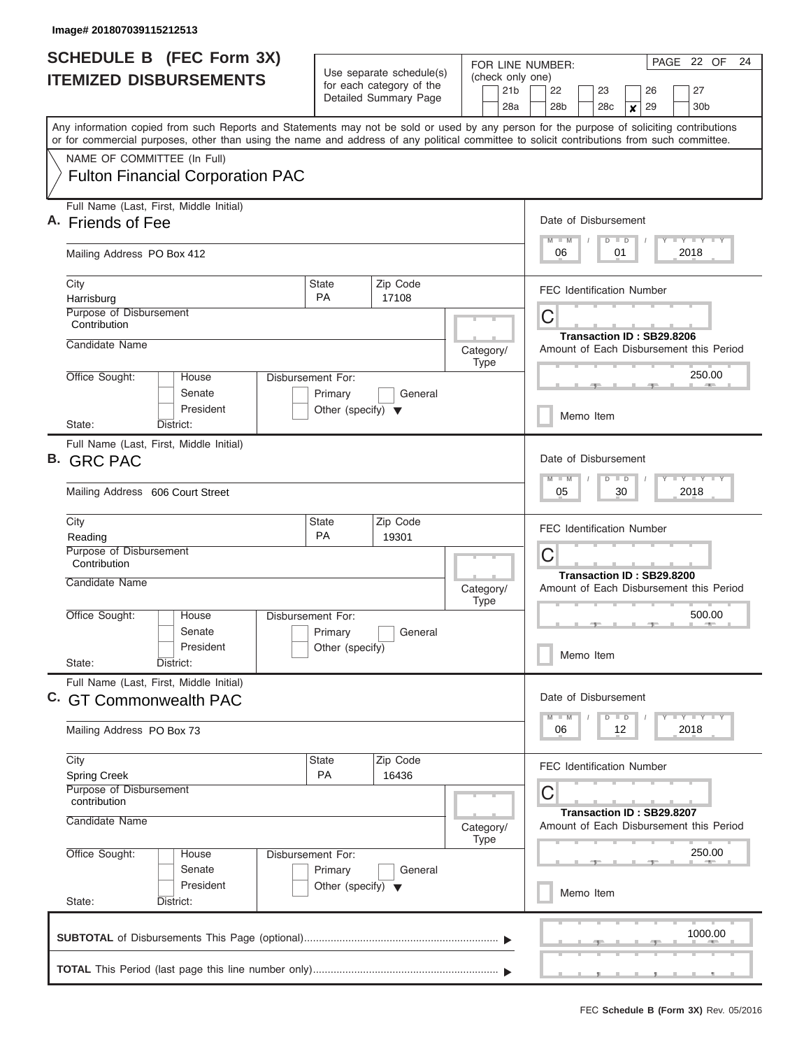Image# 201807039115212513

# SCHEDULE B (FEC Form 3X)
## ITEMIZED DISBURSEMENTS

Use separate schedule(s) for each category of the Detailed Summary Page

FOR LINE NUMBER: (check only one)

21b | 22 | 23 | 26 | 27
28a | 28b | 28c | **x** 29 | 30b

PAGE 22 OF 24

Any information copied from such Reports and Statements may not be sold or used by any person for the purpose of soliciting contributions or for commercial purposes, other than using the name and address of any political committee to solicit contributions from such committee.

NAME OF COMMITTEE (In Full)

Fulton Financial Corporation PAC

---

**A.** Full Name (Last, First, Middle Initial): Friends of Fee

Mailing Address: PO Box 412

City: Harrisburg | State: PA | Zip Code: 17108

Purpose of Disbursement: Contribution

Candidate Name:

Category/Type:

Office Sought: House / Senate / President — State: District:

Disbursement For: Primary / General / Other (specify)

Date of Disbursement: 06/01/2018

FEC Identification Number: C

Transaction ID : SB29.8206

Amount of Each Disbursement this Period: 250.00

Memo Item

---

**B.** Full Name (Last, First, Middle Initial): GRC PAC

Mailing Address: 606 Court Street

City: Reading | State: PA | Zip Code: 19301

Purpose of Disbursement: Contribution

Candidate Name:

Category/Type:

Office Sought: House / Senate / President — State: District:

Disbursement For: Primary / General / Other (specify)

Date of Disbursement: 05/30/2018

FEC Identification Number: C

Transaction ID : SB29.8200

Amount of Each Disbursement this Period: 500.00

Memo Item

---

**C.** Full Name (Last, First, Middle Initial): GT Commonwealth PAC

Mailing Address: PO Box 73

City: Spring Creek | State: PA | Zip Code: 16436

Purpose of Disbursement: contribution

Candidate Name:

Category/Type:

Office Sought: House / Senate / President — State: District:

Disbursement For: Primary / General / Other (specify)

Date of Disbursement: 06/12/2018

FEC Identification Number: C

Transaction ID : SB29.8207

Amount of Each Disbursement this Period: 250.00

Memo Item

---

**SUBTOTAL** of Disbursements This Page (optional): 1000.00

**TOTAL** This Period (last page this line number only):

FEC **Schedule B (Form 3X)** Rev. 05/2016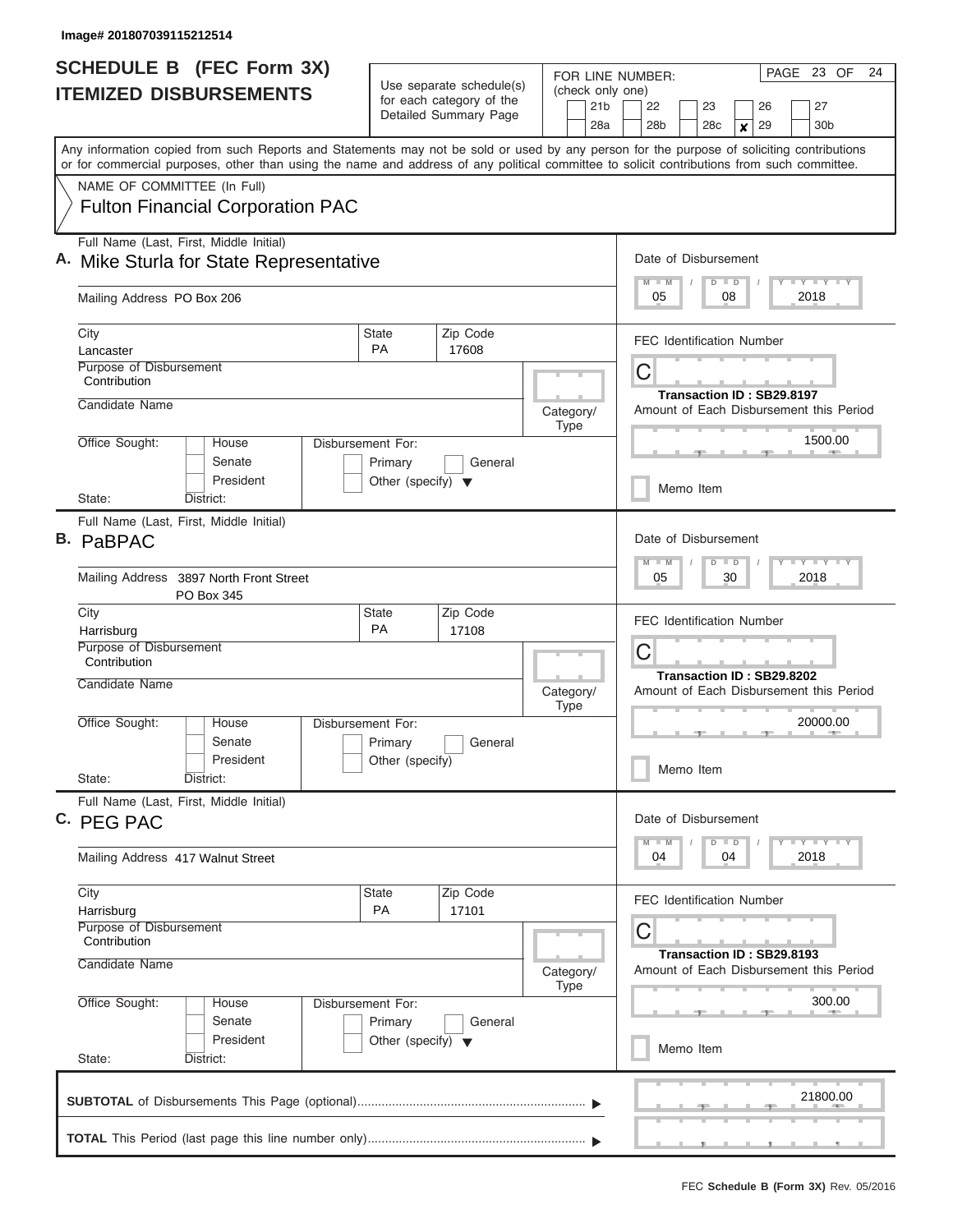Image# 201807039115212514

# SCHEDULE B (FEC Form 3X) ITEMIZED DISBURSEMENTS

Use separate schedule(s) for each category of the Detailed Summary Page

FOR LINE NUMBER: (check only one)

21b | 22 | 23 | 26 | 27 | 28a | 28b | 28c | **X** 29 | 30b

PAGE 23 OF 24

Any information copied from such Reports and Statements may not be sold or used by any person for the purpose of soliciting contributions or for commercial purposes, other than using the name and address of any political committee to solicit contributions from such committee.

NAME OF COMMITTEE (In Full)

**Fulton Financial Corporation PAC**

---

**A.** Full Name (Last, First, Middle Initial): **Mike Sturla for State Representative**

Mailing Address: PO Box 206

City: Lancaster | State: PA | Zip Code: 17608

Purpose of Disbursement: Contribution

Candidate Name:

Category/Type:

Office Sought: House / Senate / President — State: — District:

Disbursement For: Primary / General / Other (specify)

Date of Disbursement: 05 / 08 / 2018

FEC Identification Number: C

Transaction ID : SB29.8197

Amount of Each Disbursement this Period: 1500.00

Memo Item

---

**B.** Full Name (Last, First, Middle Initial): **PaBPAC**

Mailing Address: 3897 North Front Street, PO Box 345

City: Harrisburg | State: PA | Zip Code: 17108

Purpose of Disbursement: Contribution

Candidate Name:

Category/Type:

Office Sought: House / Senate / President — State: — District:

Disbursement For: Primary / General / Other (specify)

Date of Disbursement: 05 / 30 / 2018

FEC Identification Number: C

Transaction ID : SB29.8202

Amount of Each Disbursement this Period: 20000.00

Memo Item

---

**C.** Full Name (Last, First, Middle Initial): **PEG PAC**

Mailing Address: 417 Walnut Street

City: Harrisburg | State: PA | Zip Code: 17101

Purpose of Disbursement: Contribution

Candidate Name:

Category/Type:

Office Sought: House / Senate / President — State: — District:

Disbursement For: Primary / General / Other (specify)

Date of Disbursement: 04 / 04 / 2018

FEC Identification Number: C

Transaction ID : SB29.8193

Amount of Each Disbursement this Period: 300.00

Memo Item

---

**SUBTOTAL** of Disbursements This Page (optional): 21800.00

**TOTAL** This Period (last page this line number only):

FEC **Schedule B (Form 3X)** Rev. 05/2016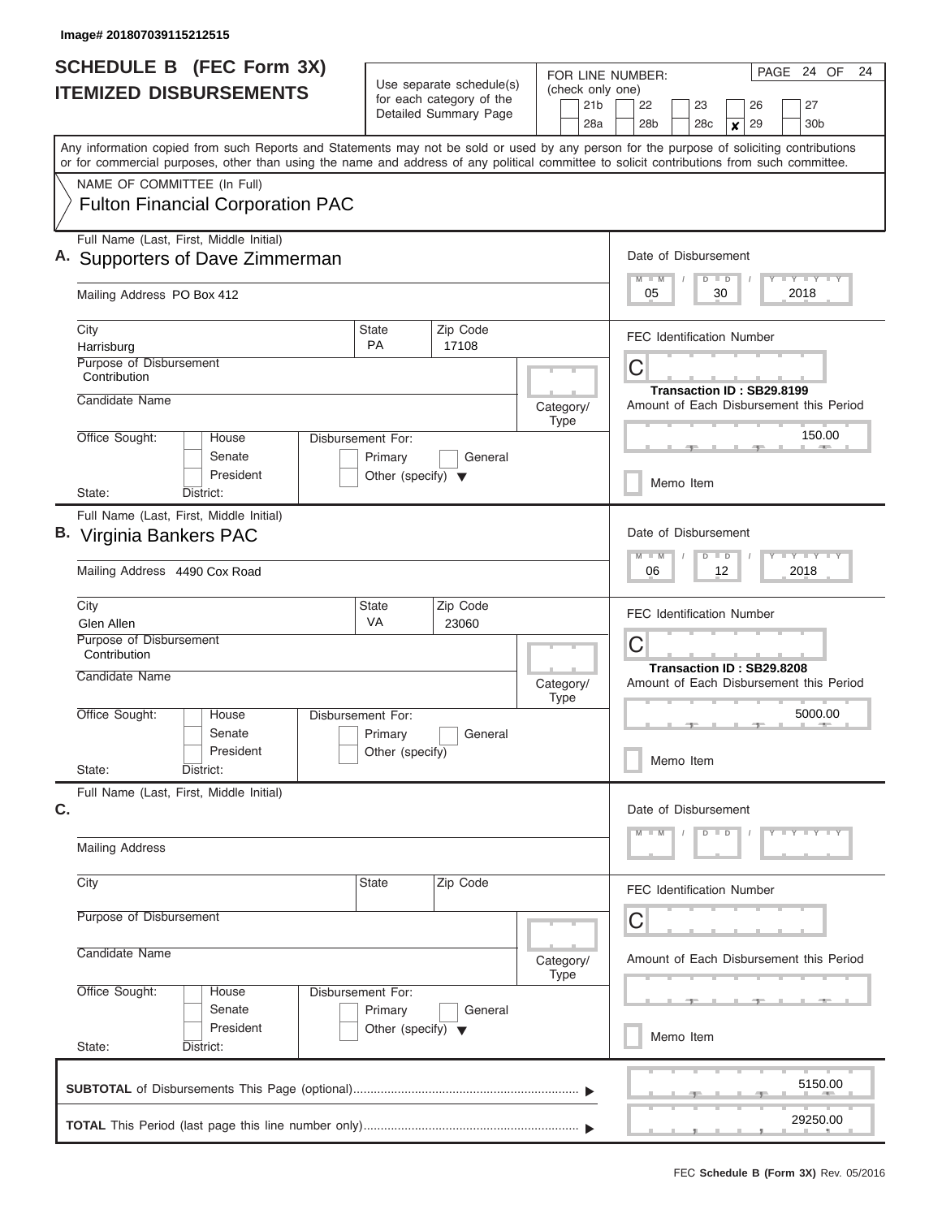Image# 201807039115212515

# SCHEDULE B (FEC Form 3X) ITEMIZED DISBURSEMENTS

Use separate schedule(s) for each category of the Detailed Summary Page

FOR LINE NUMBER: (check only one)

21b | 22 | 23 | 26 | 27
28a | 28b | 28c | ✘ 29 | 30b

PAGE 24 OF 24

Any information copied from such Reports and Statements may not be sold or used by any person for the purpose of soliciting contributions or for commercial purposes, other than using the name and address of any political committee to solicit contributions from such committee.

NAME OF COMMITTEE (In Full)

Fulton Financial Corporation PAC

---

**A.** Full Name (Last, First, Middle Initial): Supporters of Dave Zimmerman

Mailing Address: PO Box 412

City: Harrisburg | State: PA | Zip Code: 17108

Purpose of Disbursement: Contribution

Candidate Name:

Category/Type:

Office Sought: House / Senate / President

State: District:

Disbursement For: Primary / General / Other (specify)

Date of Disbursement: 05 / 30 / 2018

FEC Identification Number: C

Transaction ID : SB29.8199

Amount of Each Disbursement this Period: 150.00

Memo Item

---

**B.** Full Name (Last, First, Middle Initial): Virginia Bankers PAC

Mailing Address: 4490 Cox Road

City: Glen Allen | State: VA | Zip Code: 23060

Purpose of Disbursement: Contribution

Candidate Name:

Category/Type:

Office Sought: House / Senate / President

State: District:

Disbursement For: Primary / General / Other (specify)

Date of Disbursement: 06 / 12 / 2018

FEC Identification Number: C

Transaction ID : SB29.8208

Amount of Each Disbursement this Period: 5000.00

Memo Item

---

**C.** Full Name (Last, First, Middle Initial):

Mailing Address

City | State | Zip Code

Purpose of Disbursement

Candidate Name

Category/Type

Office Sought: House / Senate / President

State: District:

Disbursement For: Primary / General / Other (specify)

Date of Disbursement: M M / D D / Y Y Y Y

FEC Identification Number: C

Amount of Each Disbursement this Period

Memo Item

---

**SUBTOTAL** of Disbursements This Page (optional): 5150.00

**TOTAL** This Period (last page this line number only): 29250.00

FEC **Schedule B (Form 3X)** Rev. 05/2016